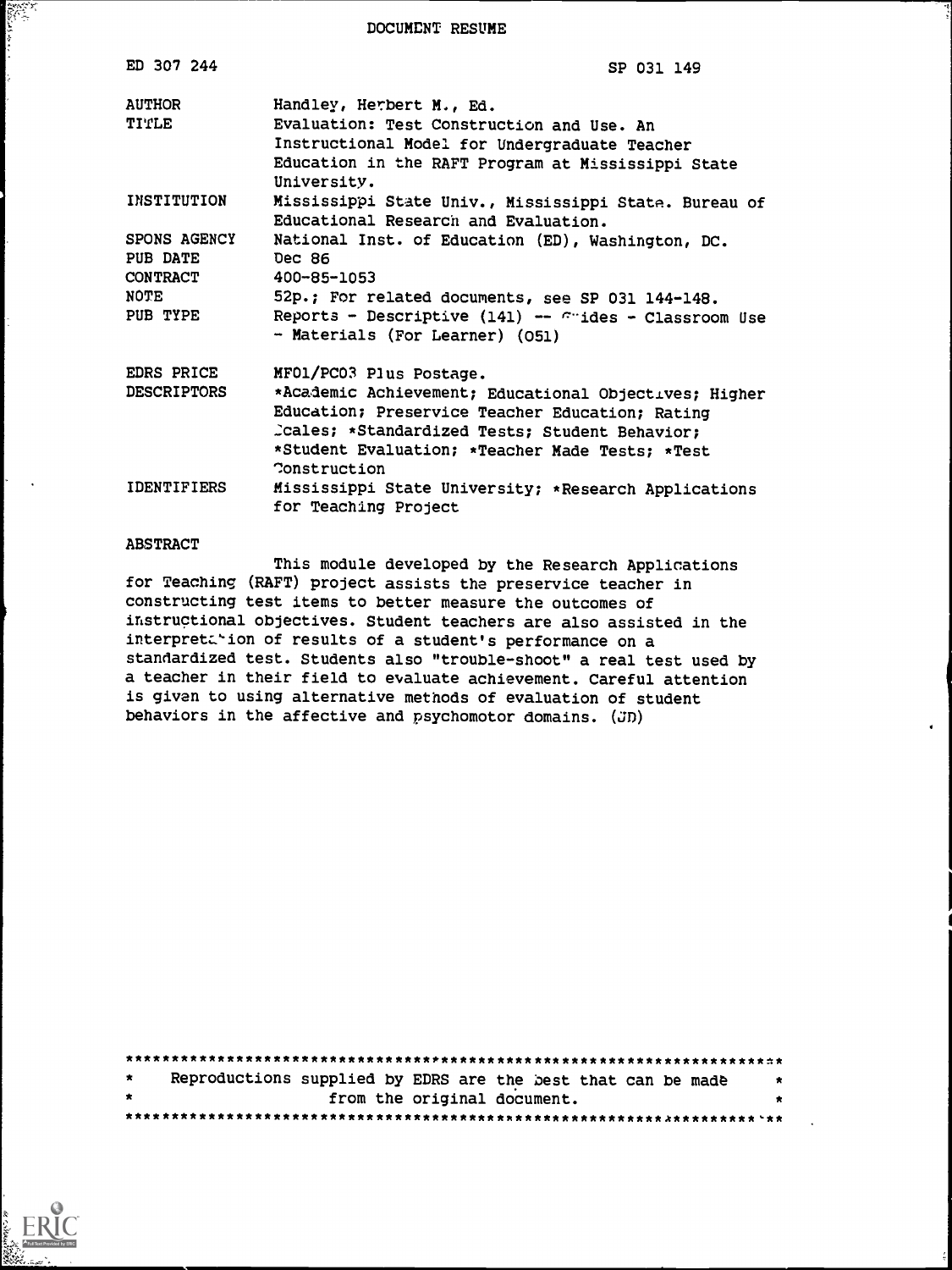# DOCUMENT RESUME

| | |
|---|---|
| ED 307 244 | SP 031 149 |
| AUTHOR | Handley, Herbert M., Ed. |
| TITLE | Evaluation: Test Construction and Use. An Instructional Model for Undergraduate Teacher Education in the RAFT Program at Mississippi State University. |
| INSTITUTION | Mississippi State Univ., Mississippi State. Bureau of Educational Research and Evaluation. |
| SPONS AGENCY | National Inst. of Education (ED), Washington, DC. |
| PUB DATE | Dec 86 |
| CONTRACT | 400-85-1053 |
| NOTE | 52p.; For related documents, see SP 031 144-148. |
| PUB TYPE | Reports - Descriptive (141) -- Guides - Classroom Use - Materials (For Learner) (051) |
| EDRS PRICE | MF01/PC03 Plus Postage. |
| DESCRIPTORS | *Academic Achievement; Educational Objectives; Higher Education; Preservice Teacher Education; Rating Scales; *Standardized Tests; Student Behavior; *Student Evaluation; *Teacher Made Tests; *Test Construction |
| IDENTIFIERS | Mississippi State University; *Research Applications for Teaching Project |

ABSTRACT

This module developed by the Research Applications for Teaching (RAFT) project assists the preservice teacher in constructing test items to better measure the outcomes of instructional objectives. Student teachers are also assisted in the interpretation of results of a student's performance on a standardized test. Students also "trouble-shoot" a real test used by a teacher in their field to evaluate achievement. Careful attention is given to using alternative methods of evaluation of student behaviors in the affective and psychomotor domains. (JD)

***********************************************************************
* Reproductions supplied by EDRS are the best that can be made *
* from the original document. *
***********************************************************************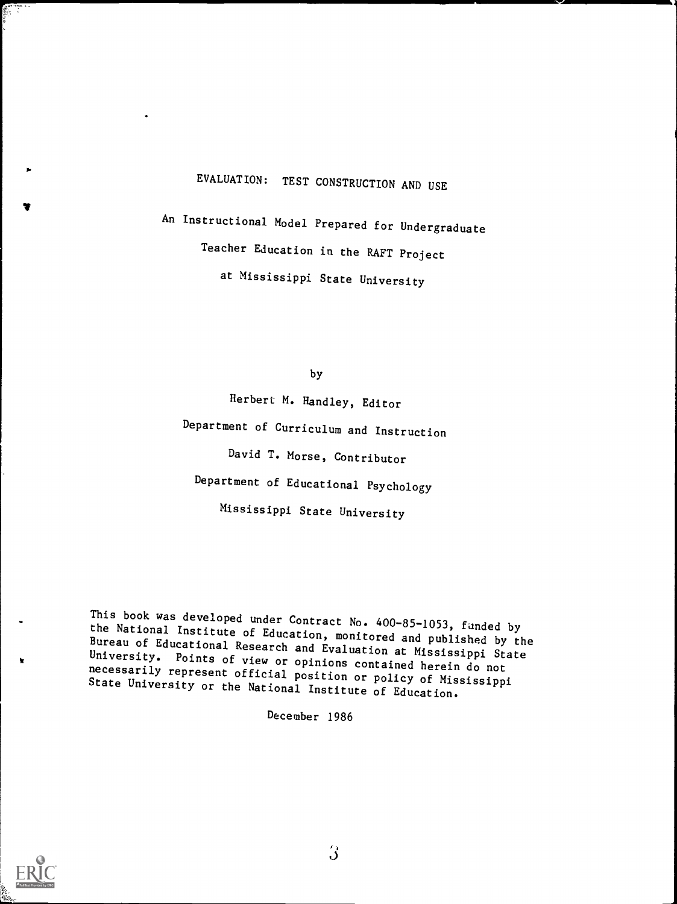# EVALUATION: TEST CONSTRUCTION AND USE

An Instructional Model Prepared for Undergraduate

Teacher Education in the RAFT Project

at Mississippi State University

by

Herbert M. Handley, Editor

Department of Curriculum and Instruction

David T. Morse, Contributor

Department of Educational Psychology

Mississippi State University

This book was developed under Contract No. 400-85-1053, funded by the National Institute of Education, monitored and published by the Bureau of Educational Research and Evaluation at Mississippi State University. Points of view or opinions contained herein do not necessarily represent official position or policy of Mississippi State University or the National Institute of Education.

December 1986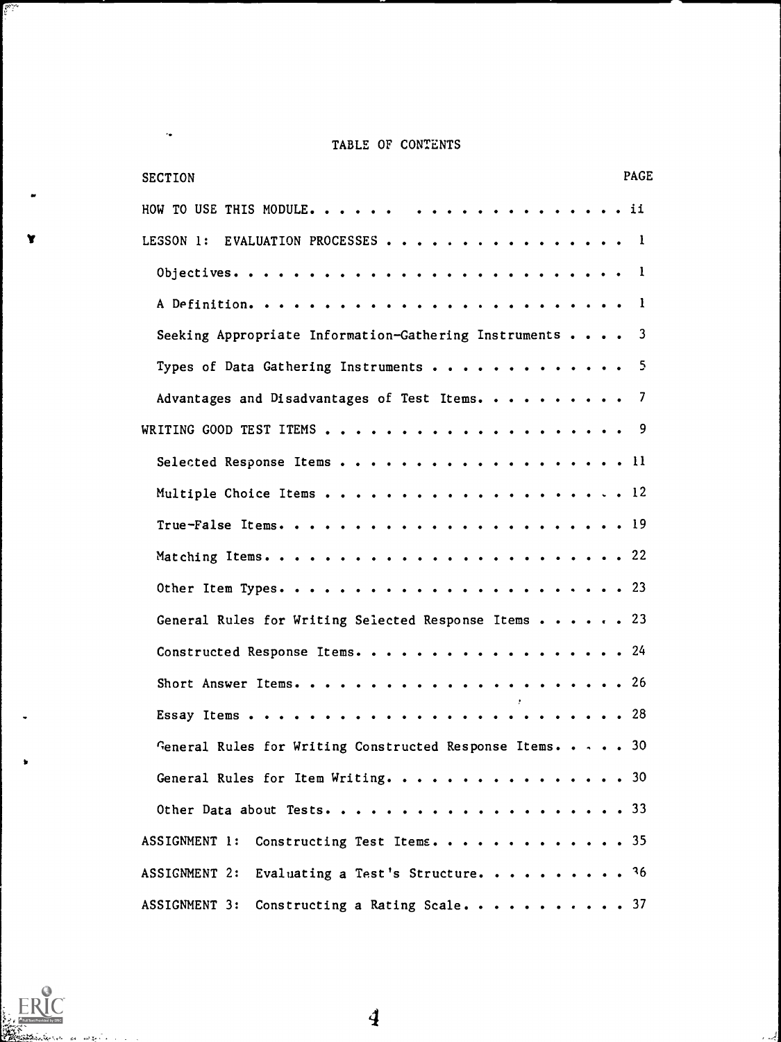# TABLE OF CONTENTS

| SECTION | PAGE |
|---|---|
| HOW TO USE THIS MODULE | ii |
| LESSON 1: EVALUATION PROCESSES | 1 |
| Objectives | 1 |
| A Definition | 1 |
| Seeking Appropriate Information-Gathering Instruments | 3 |
| Types of Data Gathering Instruments | 5 |
| Advantages and Disadvantages of Test Items | 7 |
| WRITING GOOD TEST ITEMS | 9 |
| Selected Response Items | 11 |
| Multiple Choice Items | 12 |
| True-False Items | 19 |
| Matching Items | 22 |
| Other Item Types | 23 |
| General Rules for Writing Selected Response Items | 23 |
| Constructed Response Items | 24 |
| Short Answer Items | 26 |
| Essay Items | 28 |
| General Rules for Writing Constructed Response Items | 30 |
| General Rules for Item Writing | 30 |
| Other Data about Tests | 33 |
| ASSIGNMENT 1: Constructing Test Items | 35 |
| ASSIGNMENT 2: Evaluating a Test's Structure | 36 |
| ASSIGNMENT 3: Constructing a Rating Scale | 37 |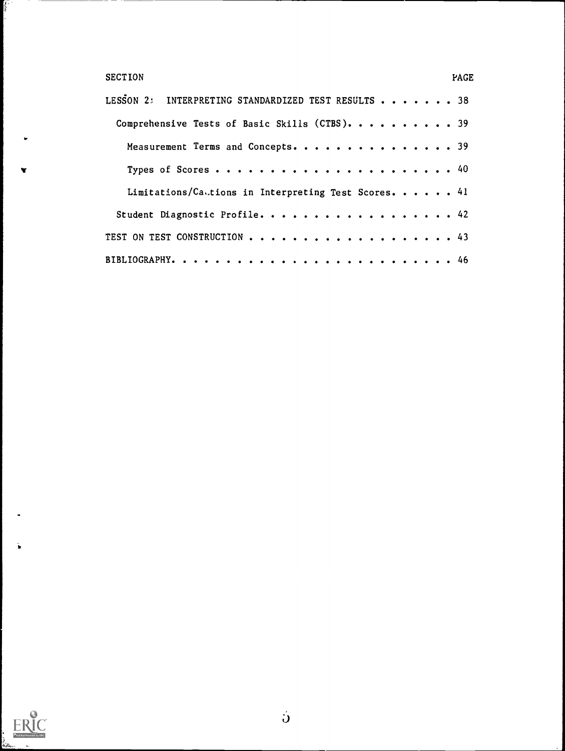| SECTION | PAGE |
| --- | --- |
| LESSON 2: INTERPRETING STANDARDIZED TEST RESULTS | 38 |
| Comprehensive Tests of Basic Skills (CTBS) | 39 |
| Measurement Terms and Concepts | 39 |
| Types of Scores | 40 |
| Limitations/Cautions in Interpreting Test Scores | 41 |
| Student Diagnostic Profile | 42 |
| TEST ON TEST CONSTRUCTION | 43 |
| BIBLIOGRAPHY | 46 |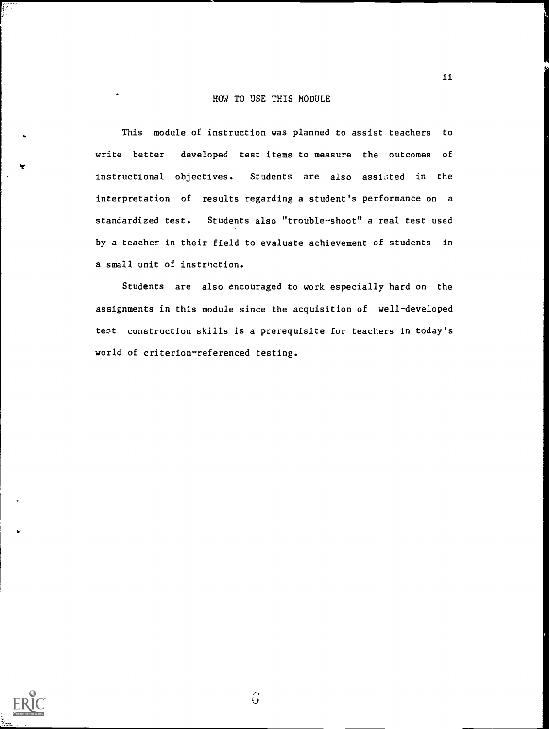## HOW TO USE THIS MODULE

This module of instruction was planned to assist teachers to write better developed test items to measure the outcomes of instructional objectives. Students are also assisted in the interpretation of results regarding a student's performance on a standardized test. Students also "trouble-shoot" a real test used by a teacher in their field to evaluate achievement of students in a small unit of instruction.

Students are also encouraged to work especially hard on the assignments in this module since the acquisition of well-developed test construction skills is a prerequisite for teachers in today's world of criterion-referenced testing.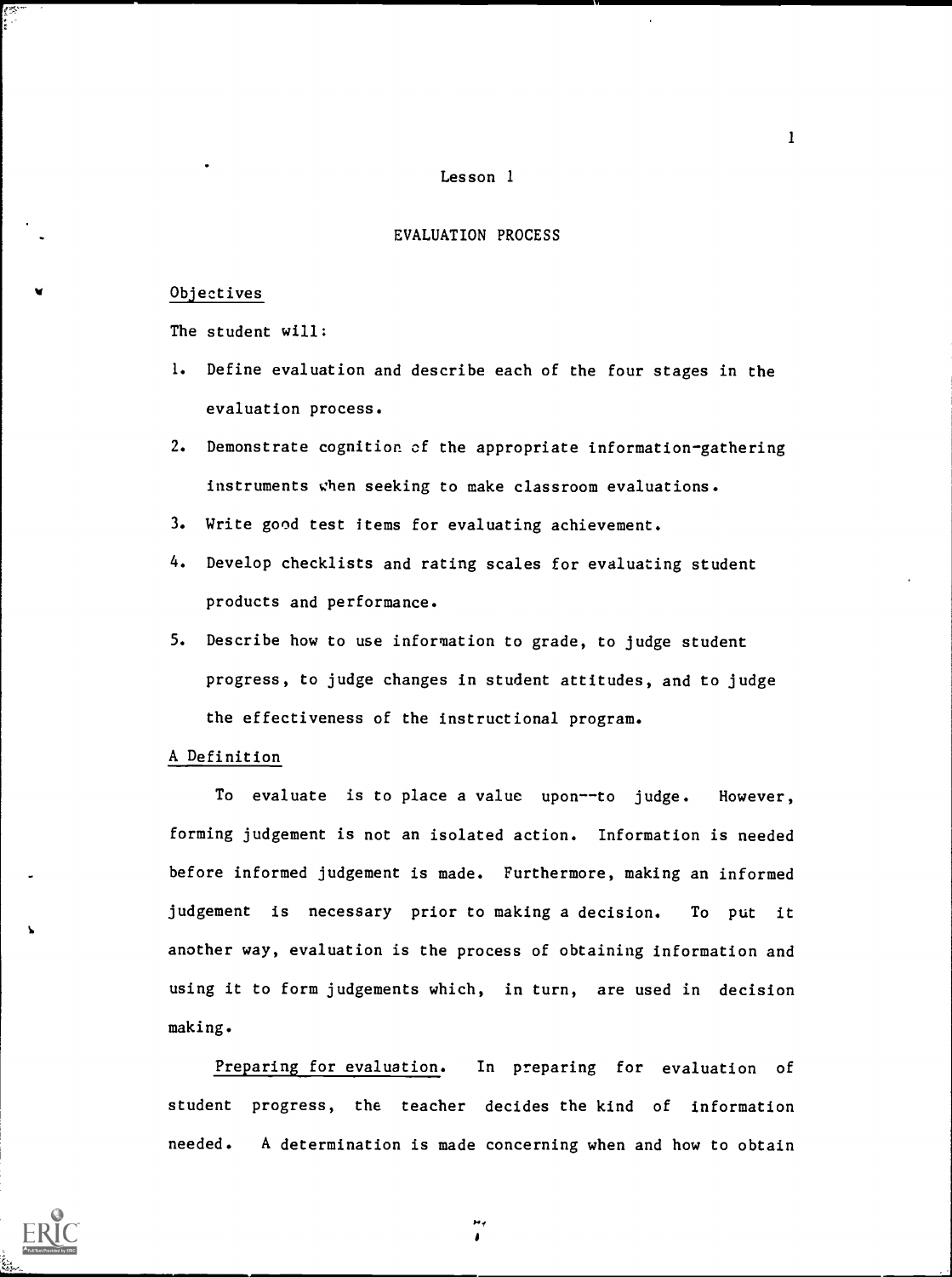# Lesson 1

## EVALUATION PROCESS

### Objectives

The student will:

1. Define evaluation and describe each of the four stages in the evaluation process.
2. Demonstrate cognition of the appropriate information-gathering instruments when seeking to make classroom evaluations.
3. Write good test items for evaluating achievement.
4. Develop checklists and rating scales for evaluating student products and performance.
5. Describe how to use information to grade, to judge student progress, to judge changes in student attitudes, and to judge the effectiveness of the instructional program.

### A Definition

To evaluate is to place a value upon--to judge. However, forming judgement is not an isolated action. Information is needed before informed judgement is made. Furthermore, making an informed judgement is necessary prior to making a decision. To put it another way, evaluation is the process of obtaining information and using it to form judgements which, in turn, are used in decision making.

Preparing for evaluation. In preparing for evaluation of student progress, the teacher decides the kind of information needed. A determination is made concerning when and how to obtain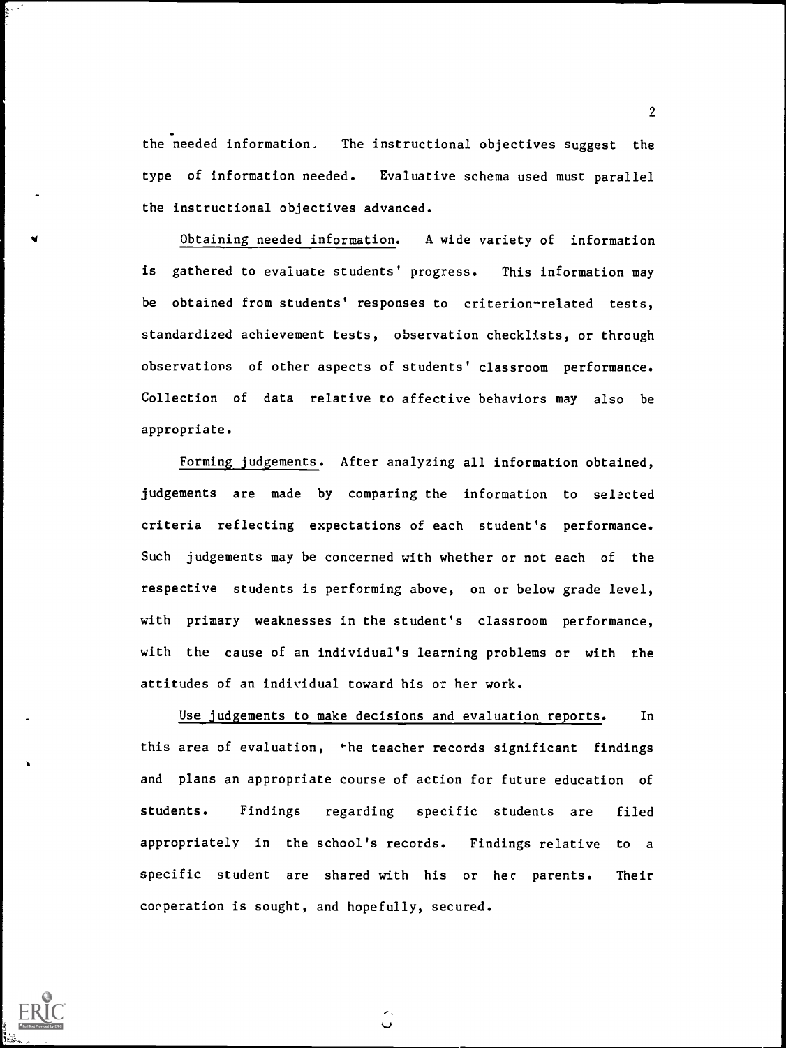the needed information. The instructional objectives suggest the type of information needed. Evaluative schema used must parallel the instructional objectives advanced.

Obtaining needed information. A wide variety of information is gathered to evaluate students' progress. This information may be obtained from students' responses to criterion-related tests, standardized achievement tests, observation checklists, or through observations of other aspects of students' classroom performance. Collection of data relative to affective behaviors may also be appropriate.

Forming judgements. After analyzing all information obtained, judgements are made by comparing the information to selected criteria reflecting expectations of each student's performance. Such judgements may be concerned with whether or not each of the respective students is performing above, on or below grade level, with primary weaknesses in the student's classroom performance, with the cause of an individual's learning problems or with the attitudes of an individual toward his or her work.

Use judgements to make decisions and evaluation reports. In this area of evaluation, the teacher records significant findings and plans an appropriate course of action for future education of students. Findings regarding specific students are filed appropriately in the school's records. Findings relative to a specific student are shared with his or her parents. Their cooperation is sought, and hopefully, secured.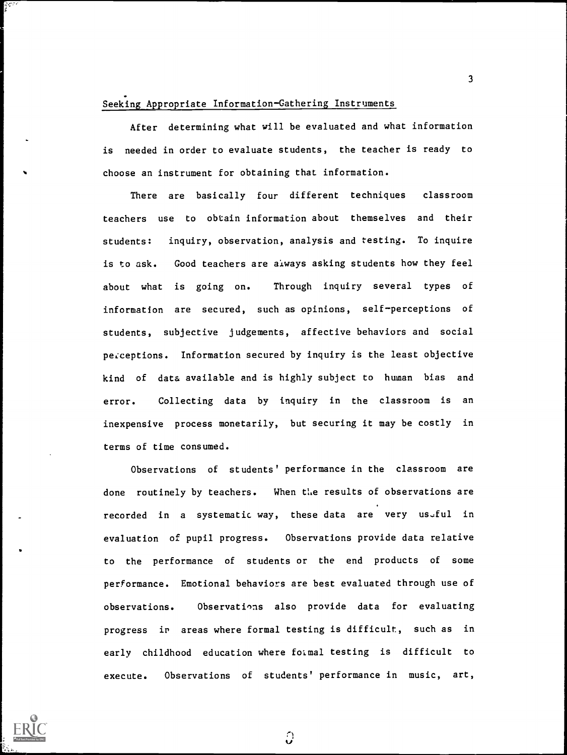## Seeking Appropriate Information-Gathering Instruments

After determining what will be evaluated and what information is needed in order to evaluate students, the teacher is ready to choose an instrument for obtaining that information.

There are basically four different techniques classroom teachers use to obtain information about themselves and their students: inquiry, observation, analysis and testing. To inquire is to ask. Good teachers are always asking students how they feel about what is going on. Through inquiry several types of information are secured, such as opinions, self-perceptions of students, subjective judgements, affective behaviors and social perceptions. Information secured by inquiry is the least objective kind of data available and is highly subject to human bias and error. Collecting data by inquiry in the classroom is an inexpensive process monetarily, but securing it may be costly in terms of time consumed.

Observations of students' performance in the classroom are done routinely by teachers. When the results of observations are recorded in a systematic way, these data are very useful in evaluation of pupil progress. Observations provide data relative to the performance of students or the end products of some performance. Emotional behaviors are best evaluated through use of observations. Observations also provide data for evaluating progress in areas where formal testing is difficult, such as in early childhood education where formal testing is difficult to execute. Observations of students' performance in music, art,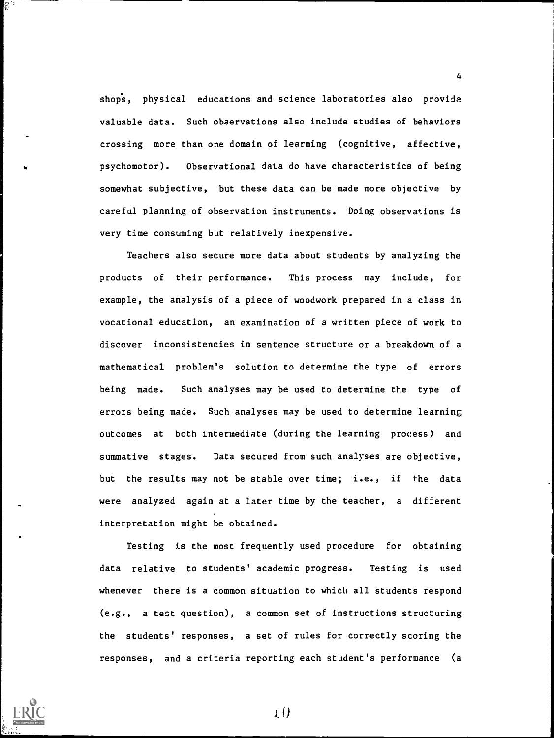shops, physical educations and science laboratories also provide valuable data. Such observations also include studies of behaviors crossing more than one domain of learning (cognitive, affective, psychomotor). Observational data do have characteristics of being somewhat subjective, but these data can be made more objective by careful planning of observation instruments. Doing observations is very time consuming but relatively inexpensive.

Teachers also secure more data about students by analyzing the products of their performance. This process may include, for example, the analysis of a piece of woodwork prepared in a class in vocational education, an examination of a written piece of work to discover inconsistencies in sentence structure or a breakdown of a mathematical problem's solution to determine the type of errors being made. Such analyses may be used to determine the type of errors being made. Such analyses may be used to determine learning outcomes at both intermediate (during the learning process) and summative stages. Data secured from such analyses are objective, but the results may not be stable over time; i.e., if the data were analyzed again at a later time by the teacher, a different interpretation might be obtained.

Testing is the most frequently used procedure for obtaining data relative to students' academic progress. Testing is used whenever there is a common situation to which all students respond (e.g., a test question), a common set of instructions structuring the students' responses, a set of rules for correctly scoring the responses, and a criteria reporting each student's performance (a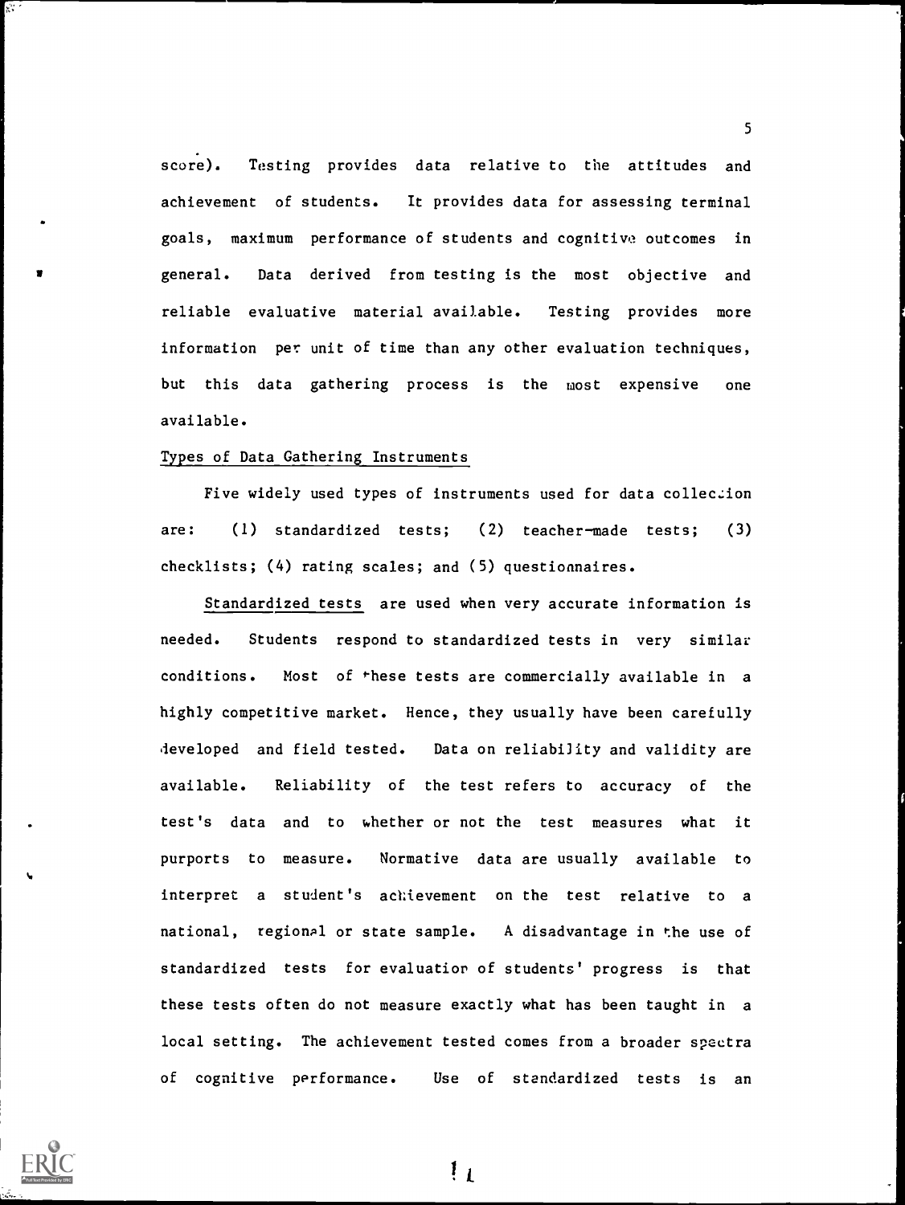score). Testing provides data relative to the attitudes and achievement of students. It provides data for assessing terminal goals, maximum performance of students and cognitive outcomes in general. Data derived from testing is the most objective and reliable evaluative material available. Testing provides more information per unit of time than any other evaluation techniques, but this data gathering process is the most expensive one available.

## Types of Data Gathering Instruments

Five widely used types of instruments used for data collection are: (1) standardized tests; (2) teacher-made tests; (3) checklists; (4) rating scales; and (5) questionnaires.

Standardized tests are used when very accurate information is needed. Students respond to standardized tests in very similar conditions. Most of these tests are commercially available in a highly competitive market. Hence, they usually have been carefully developed and field tested. Data on reliability and validity are available. Reliability of the test refers to accuracy of the test's data and to whether or not the test measures what it purports to measure. Normative data are usually available to interpret a student's achievement on the test relative to a national, regional or state sample. A disadvantage in the use of standardized tests for evaluation of students' progress is that these tests often do not measure exactly what has been taught in a local setting. The achievement tested comes from a broader spectra of cognitive performance. Use of standardized tests is an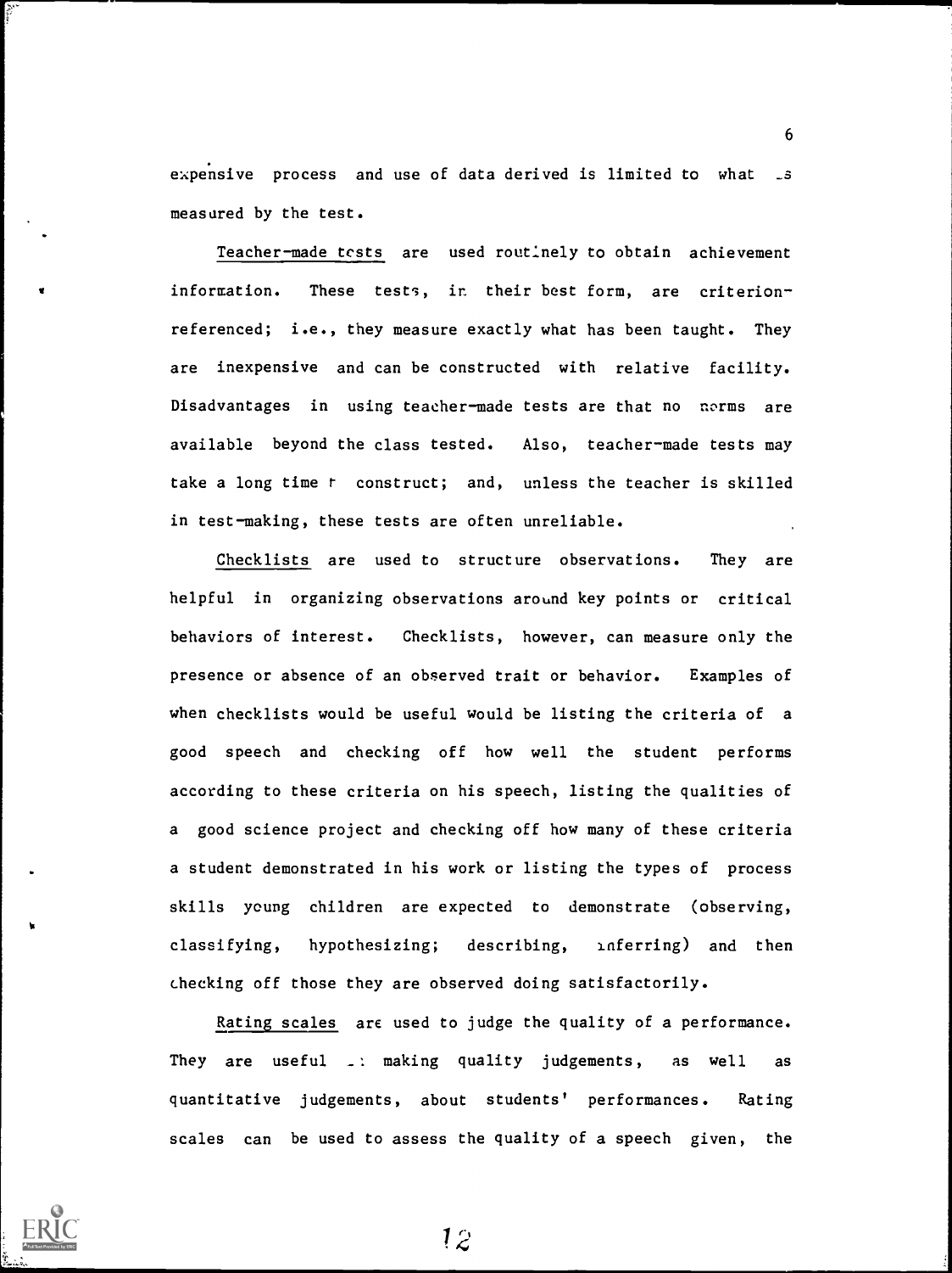expensive process and use of data derived is limited to what is measured by the test.

Teacher-made tests are used routinely to obtain achievement information. These tests, in their best form, are criterion-referenced; i.e., they measure exactly what has been taught. They are inexpensive and can be constructed with relative facility. Disadvantages in using teacher-made tests are that no norms are available beyond the class tested. Also, teacher-made tests may take a long time to construct; and, unless the teacher is skilled in test-making, these tests are often unreliable.

Checklists are used to structure observations. They are helpful in organizing observations around key points or critical behaviors of interest. Checklists, however, can measure only the presence or absence of an observed trait or behavior. Examples of when checklists would be useful would be listing the criteria of a good speech and checking off how well the student performs according to these criteria on his speech, listing the qualities of a good science project and checking off how many of these criteria a student demonstrated in his work or listing the types of process skills young children are expected to demonstrate (observing, classifying, hypothesizing; describing, inferring) and then checking off those they are observed doing satisfactorily.

Rating scales are used to judge the quality of a performance. They are useful in making quality judgements, as well as quantitative judgements, about students' performances. Rating scales can be used to assess the quality of a speech given, the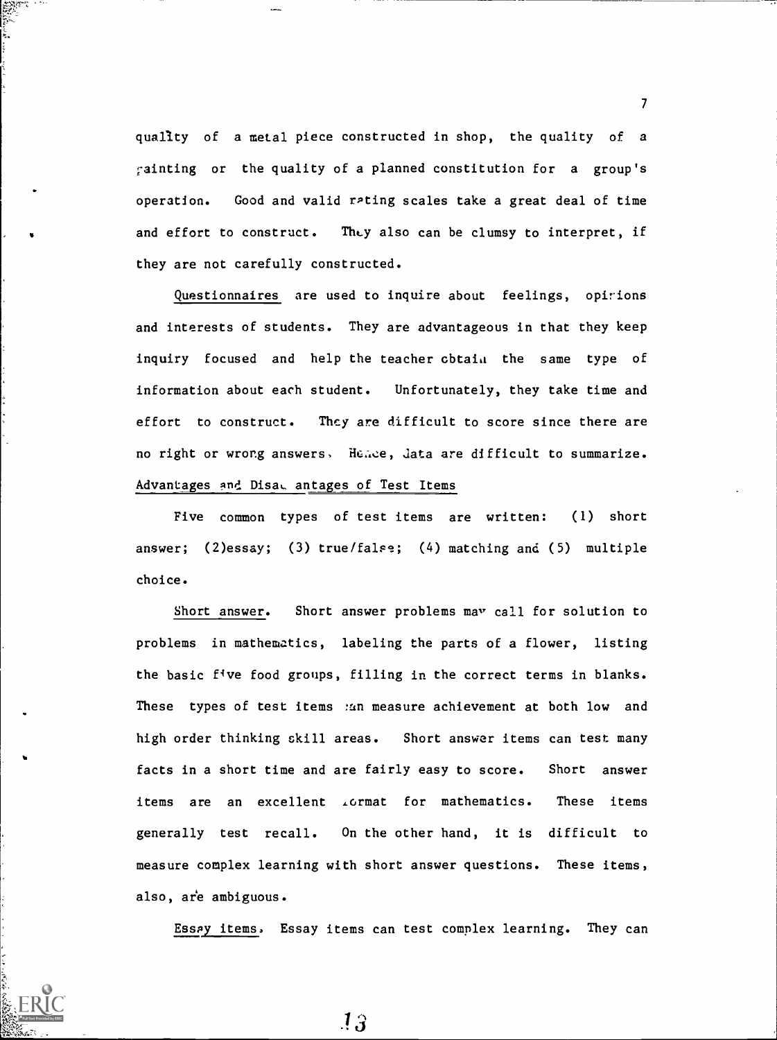quality of a metal piece constructed in shop, the quality of a painting or the quality of a planned constitution for a group's operation. Good and valid rating scales take a great deal of time and effort to construct. They also can be clumsy to interpret, if they are not carefully constructed.

Questionnaires are used to inquire about feelings, opinions and interests of students. They are advantageous in that they keep inquiry focused and help the teacher obtain the same type of information about each student. Unfortunately, they take time and effort to construct. They are difficult to score since there are no right or wrong answers. Hence, data are difficult to summarize.

Advantages and Disadvantages of Test Items

Five common types of test items are written: (1) short answer; (2)essay; (3) true/false; (4) matching and (5) multiple choice.

Short answer. Short answer problems may call for solution to problems in mathematics, labeling the parts of a flower, listing the basic five food groups, filling in the correct terms in blanks. These types of test items can measure achievement at both low and high order thinking skill areas. Short answer items can test many facts in a short time and are fairly easy to score. Short answer items are an excellent format for mathematics. These items generally test recall. On the other hand, it is difficult to measure complex learning with short answer questions. These items, also, are ambiguous.

Essay items. Essay items can test complex learning. They can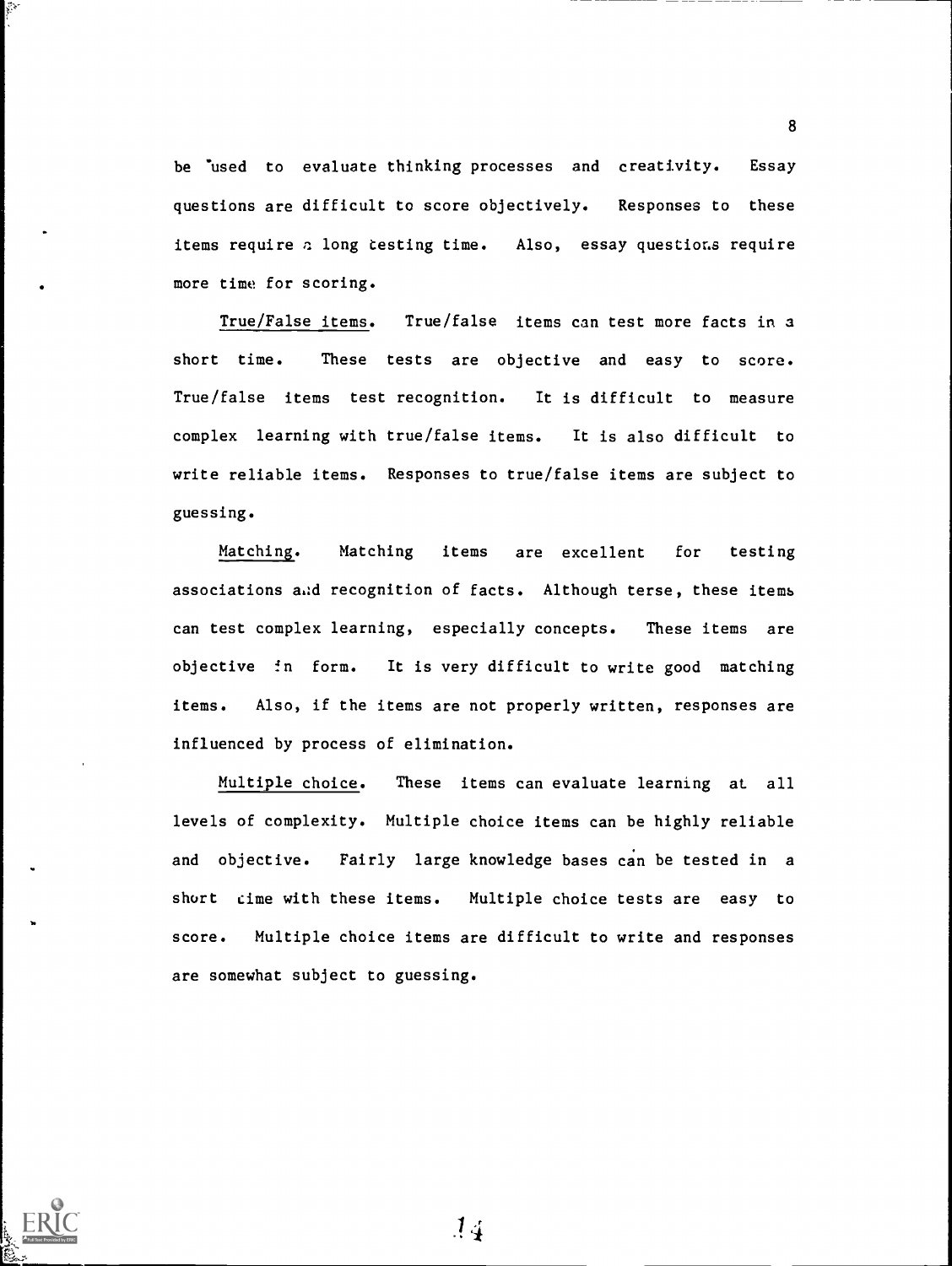be used to evaluate thinking processes and creativity. Essay questions are difficult to score objectively. Responses to these items require a long testing time. Also, essay questions require more time for scoring.

True/False items. True/false items can test more facts in a short time. These tests are objective and easy to score. True/false items test recognition. It is difficult to measure complex learning with true/false items. It is also difficult to write reliable items. Responses to true/false items are subject to guessing.

Matching. Matching items are excellent for testing associations and recognition of facts. Although terse, these items can test complex learning, especially concepts. These items are objective in form. It is very difficult to write good matching items. Also, if the items are not properly written, responses are influenced by process of elimination.

Multiple choice. These items can evaluate learning at all levels of complexity. Multiple choice items can be highly reliable and objective. Fairly large knowledge bases can be tested in a short time with these items. Multiple choice tests are easy to score. Multiple choice items are difficult to write and responses are somewhat subject to guessing.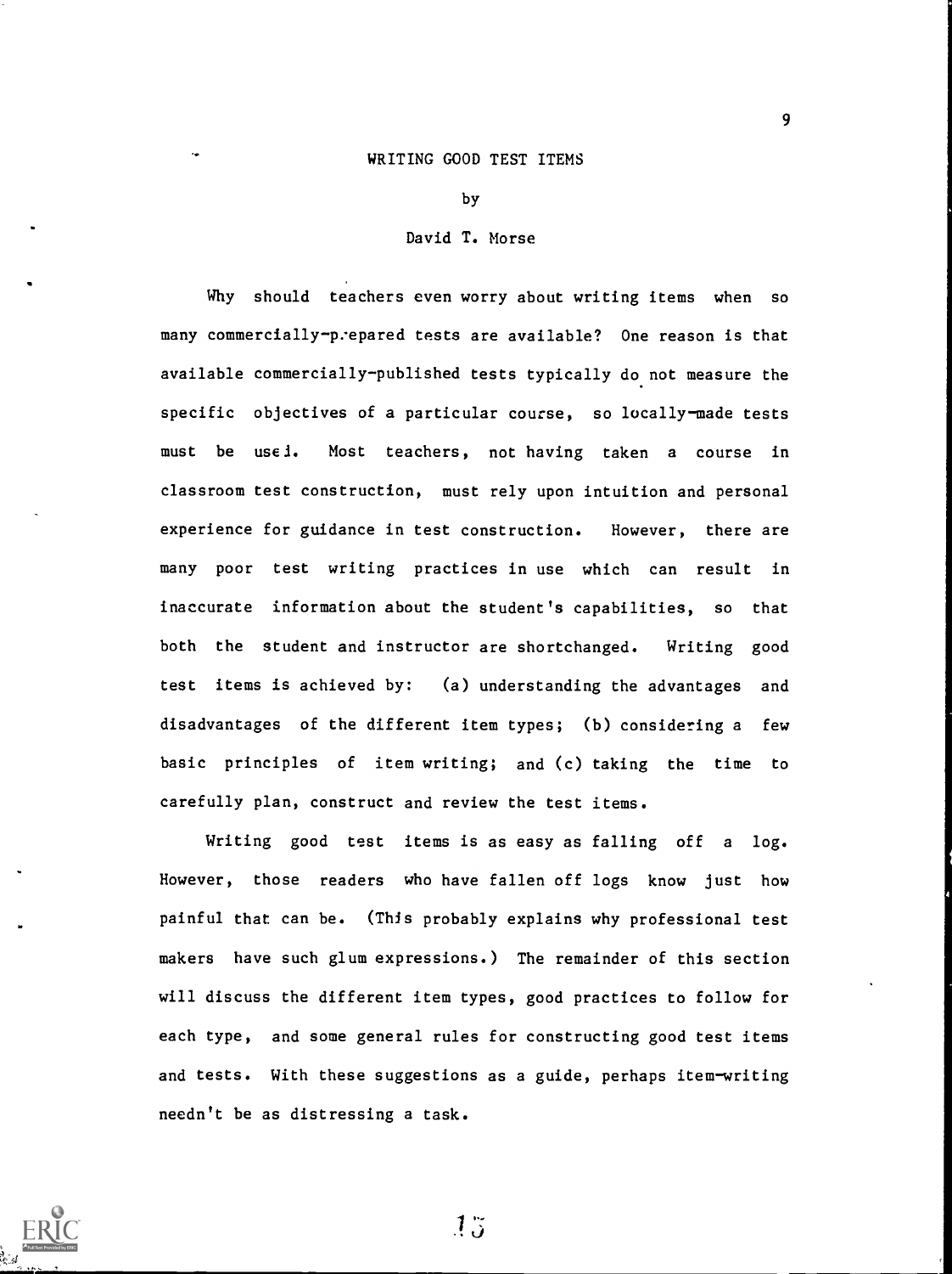# WRITING GOOD TEST ITEMS

by

David T. Morse

Why should teachers even worry about writing items when so many commercially-prepared tests are available? One reason is that available commercially-published tests typically do not measure the specific objectives of a particular course, so locally-made tests must be used. Most teachers, not having taken a course in classroom test construction, must rely upon intuition and personal experience for guidance in test construction. However, there are many poor test writing practices in use which can result in inaccurate information about the student's capabilities, so that both the student and instructor are shortchanged. Writing good test items is achieved by: (a) understanding the advantages and disadvantages of the different item types; (b) considering a few basic principles of item writing; and (c) taking the time to carefully plan, construct and review the test items.

Writing good test items is as easy as falling off a log. However, those readers who have fallen off logs know just how painful that can be. (This probably explains why professional test makers have such glum expressions.) The remainder of this section will discuss the different item types, good practices to follow for each type, and some general rules for constructing good test items and tests. With these suggestions as a guide, perhaps item-writing needn't be as distressing a task.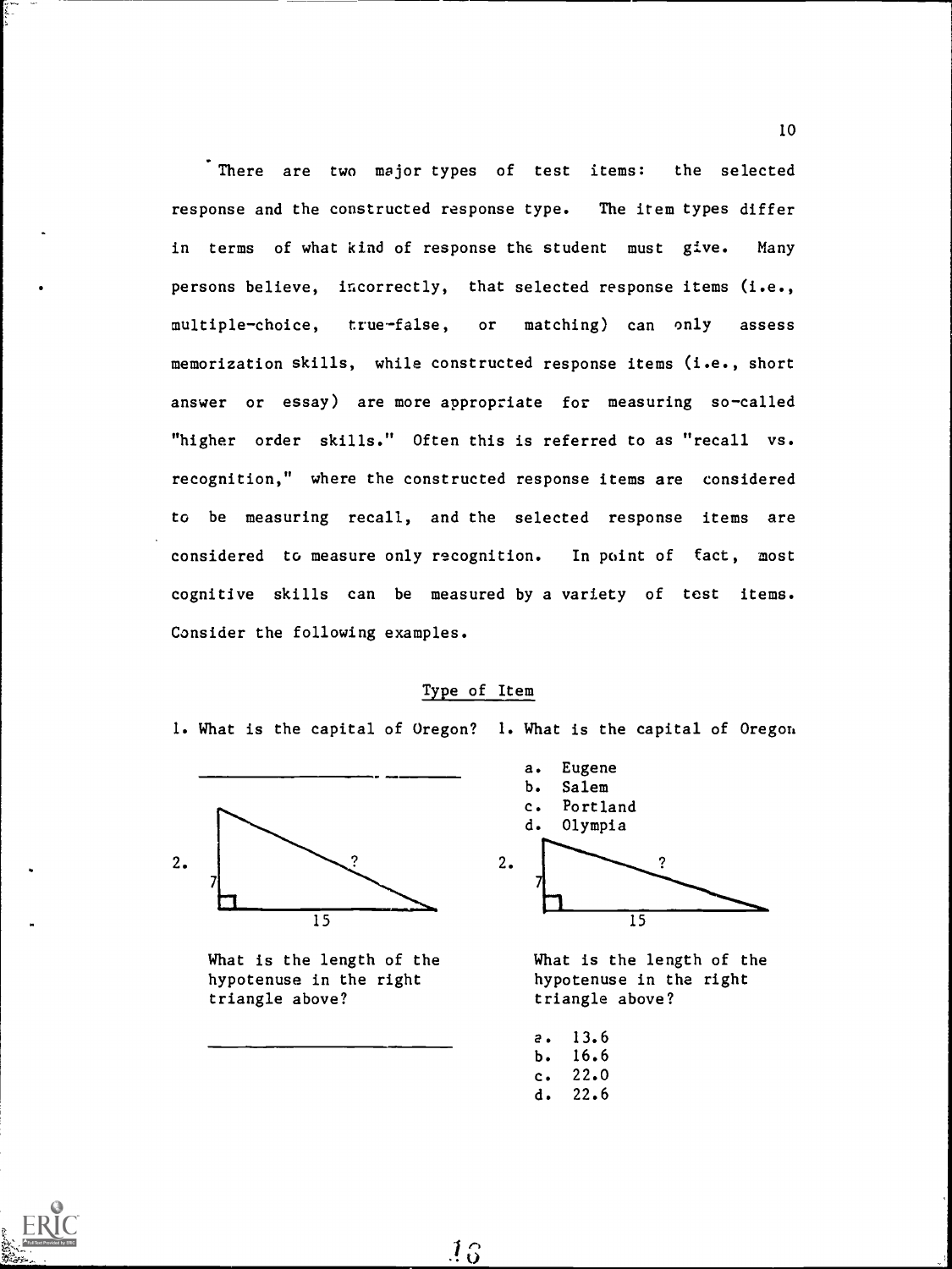There are two major types of test items: the selected response and the constructed response type. The item types differ in terms of what kind of response the student must give. Many persons believe, incorrectly, that selected response items (i.e., multiple-choice, true-false, or matching) can only assess memorization skills, while constructed response items (i.e., short answer or essay) are more appropriate for measuring so-called "higher order skills." Often this is referred to as "recall vs. recognition," where the constructed response items are considered to be measuring recall, and the selected response items are considered to measure only recognition. In point of fact, most cognitive skills can be measured by a variety of test items. Consider the following examples.

<u>Type of Item</u>

1. What is the capital of Oregon?

   ________________________

2. [Right triangle with legs 7 and 15; hypotenuse marked ?]

   What is the length of the hypotenuse in the right triangle above?

   ________________________

1. What is the capital of Oregon

   a. Eugene
   b. Salem
   c. Portland
   d. Olympia

2. [Right triangle with legs 7 and 15; hypotenuse marked ?]

   What is the length of the hypotenuse in the right triangle above?

   a. 13.6
   b. 16.6
   c. 22.0
   d. 22.6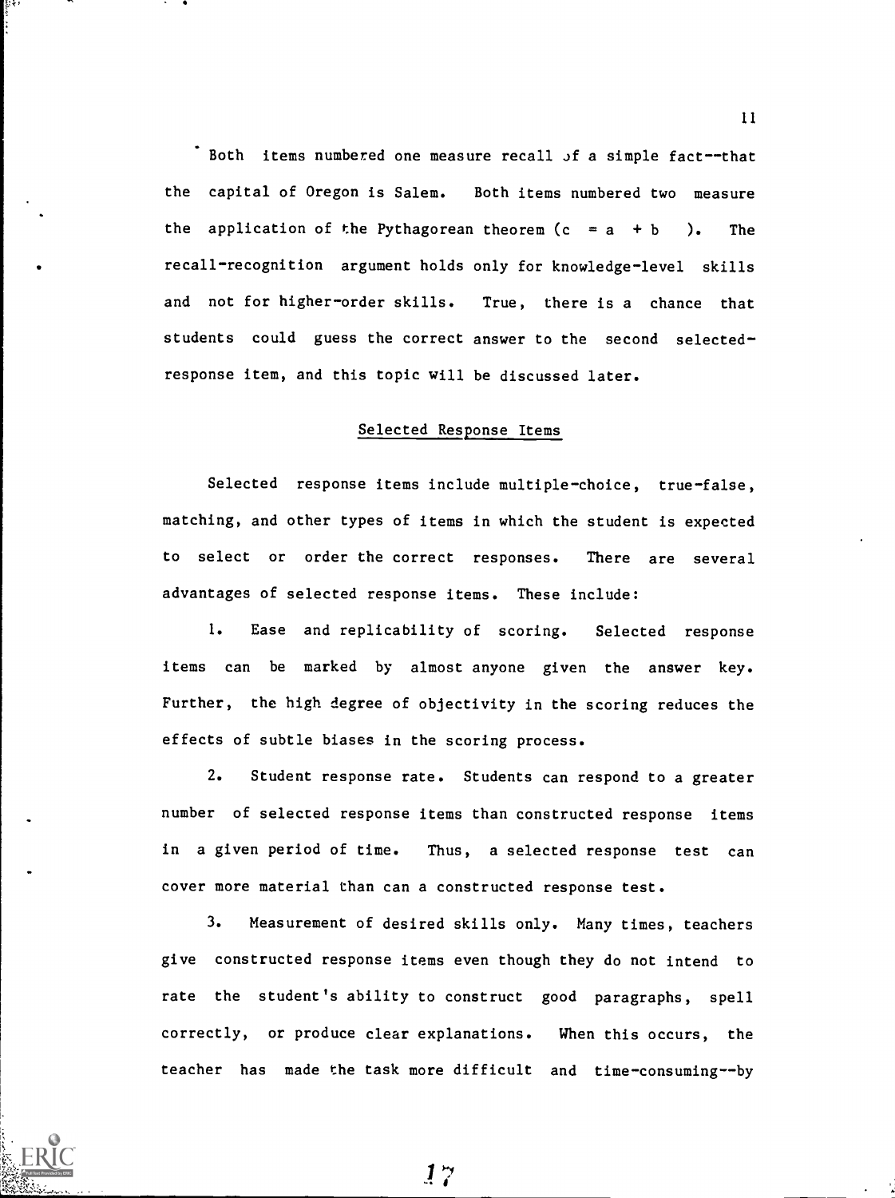Both items numbered one measure recall of a simple fact--that the capital of Oregon is Salem. Both items numbered two measure the application of the Pythagorean theorem ($c = a + b$). The recall-recognition argument holds only for knowledge-level skills and not for higher-order skills. True, there is a chance that students could guess the correct answer to the second selected-response item, and this topic will be discussed later.

## Selected Response Items

Selected response items include multiple-choice, true-false, matching, and other types of items in which the student is expected to select or order the correct responses. There are several advantages of selected response items. These include:

1. Ease and replicability of scoring. Selected response items can be marked by almost anyone given the answer key. Further, the high degree of objectivity in the scoring reduces the effects of subtle biases in the scoring process.

2. Student response rate. Students can respond to a greater number of selected response items than constructed response items in a given period of time. Thus, a selected response test can cover more material than can a constructed response test.

3. Measurement of desired skills only. Many times, teachers give constructed response items even though they do not intend to rate the student's ability to construct good paragraphs, spell correctly, or produce clear explanations. When this occurs, the teacher has made the task more difficult and time-consuming--by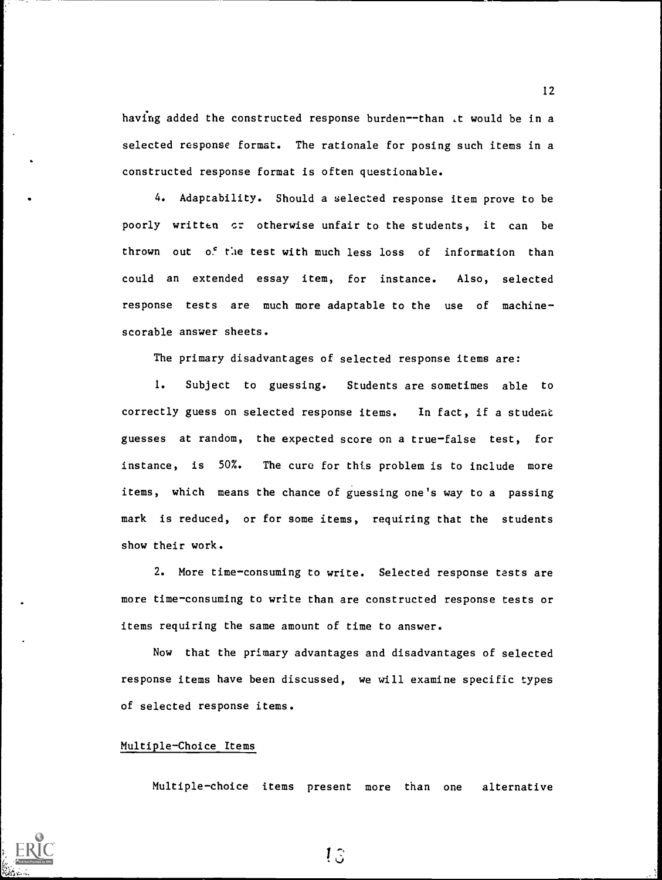having added the constructed response burden--than it would be in a selected response format. The rationale for posing such items in a constructed response format is often questionable.

4. Adaptability. Should a selected response item prove to be poorly written or otherwise unfair to the students, it can be thrown out of the test with much less loss of information than could an extended essay item, for instance. Also, selected response tests are much more adaptable to the use of machine-scorable answer sheets.

The primary disadvantages of selected response items are:

1. Subject to guessing. Students are sometimes able to correctly guess on selected response items. In fact, if a student guesses at random, the expected score on a true-false test, for instance, is 50%. The cure for this problem is to include more items, which means the chance of guessing one's way to a passing mark is reduced, or for some items, requiring that the students show their work.

2. More time-consuming to write. Selected response tests are more time-consuming to write than are constructed response tests or items requiring the same amount of time to answer.

Now that the primary advantages and disadvantages of selected response items have been discussed, we will examine specific types of selected response items.

## Multiple-Choice Items

Multiple-choice items present more than one alternative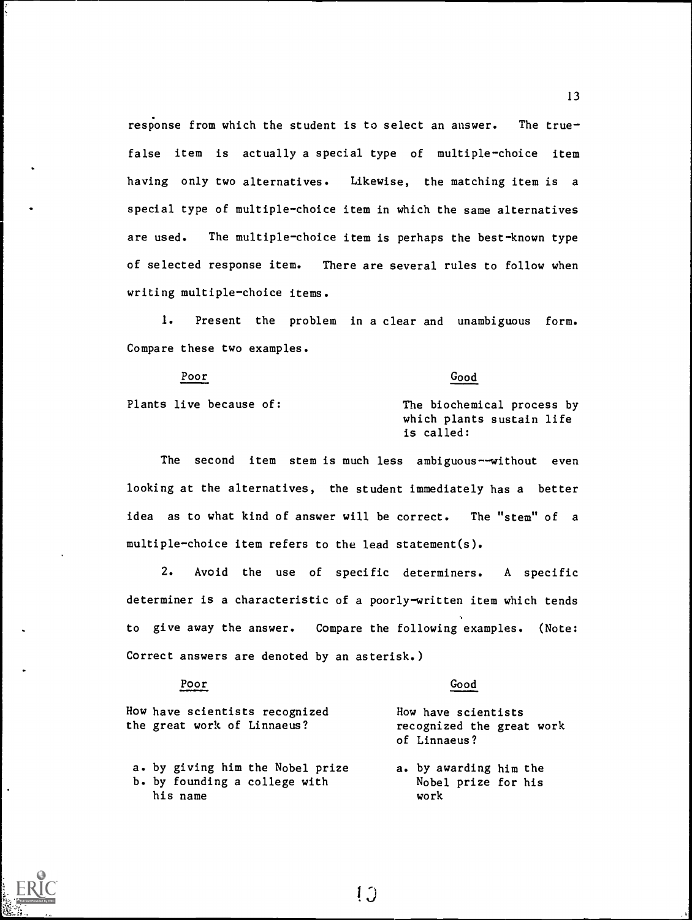response from which the student is to select an answer. The true-false item is actually a special type of multiple-choice item having only two alternatives. Likewise, the matching item is a special type of multiple-choice item in which the same alternatives are used. The multiple-choice item is perhaps the best-known type of selected response item. There are several rules to follow when writing multiple-choice items.

1. Present the problem in a clear and unambiguous form. Compare these two examples.

| Poor | Good |
|---|---|
| Plants live because of: | The biochemical process by which plants sustain life is called: |

The second item stem is much less ambiguous--without even looking at the alternatives, the student immediately has a better idea as to what kind of answer will be correct. The "stem" of a multiple-choice item refers to the lead statement(s).

2. Avoid the use of specific determiners. A specific determiner is a characteristic of a poorly-written item which tends to give away the answer. Compare the following examples. (Note: Correct answers are denoted by an asterisk.)

| Poor | Good |
|---|---|
| How have scientists recognized the great work of Linnaeus? | How have scientists recognized the great work of Linnaeus? |
| a. by giving him the Nobel prize<br>b. by founding a college with his name | a. by awarding him the Nobel prize for his work |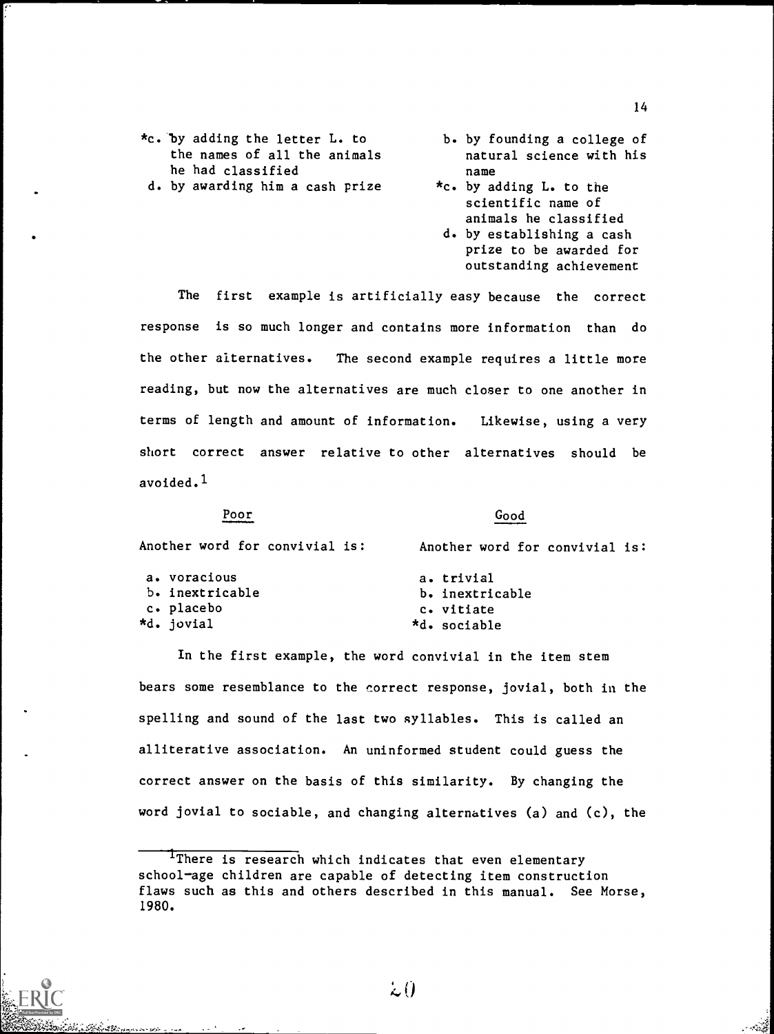*c. by adding the letter L. to the names of all the animals he had classified
d. by awarding him a cash prize

b. by founding a college of natural science with his name
*c. by adding L. to the scientific name of animals he classified
d. by establishing a cash prize to be awarded for outstanding achievement

The first example is artificially easy because the correct response is so much longer and contains more information than do the other alternatives. The second example requires a little more reading, but now the alternatives are much closer to one another in terms of length and amount of information. Likewise, using a very short correct answer relative to other alternatives should be avoided.[1]

| Poor | Good |
| --- | --- |
| Another word for convivial is: | Another word for convivial is: |
| a. voracious | a. trivial |
| b. inextricable | b. inextricable |
| c. placebo | c. vitiate |
| *d. jovial | *d. sociable |

In the first example, the word convivial in the item stem bears some resemblance to the correct response, jovial, both in the spelling and sound of the last two syllables. This is called an alliterative association. An uninformed student could guess the correct answer on the basis of this similarity. By changing the word jovial to sociable, and changing alternatives (a) and (c), the

---

[1]There is research which indicates that even elementary school-age children are capable of detecting item construction flaws such as this and others described in this manual. See Morse, 1980.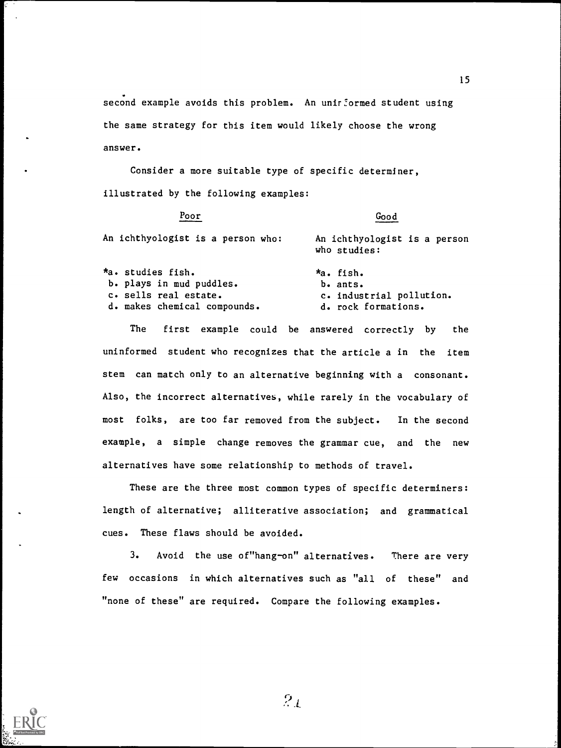second example avoids this problem. An uninformed student using the same strategy for this item would likely choose the wrong answer.

Consider a more suitable type of specific determiner, illustrated by the following examples:

| Poor | Good |
|---|---|
| An ichthyologist is a person who: | An ichthyologist is a person who studies: |
| *a. studies fish. | *a. fish. |
| b. plays in mud puddles. | b. ants. |
| c. sells real estate. | c. industrial pollution. |
| d. makes chemical compounds. | d. rock formations. |

The first example could be answered correctly by the uninformed student who recognizes that the article a in the item stem can match only to an alternative beginning with a consonant. Also, the incorrect alternatives, while rarely in the vocabulary of most folks, are too far removed from the subject. In the second example, a simple change removes the grammar cue, and the new alternatives have some relationship to methods of travel.

These are the three most common types of specific determiners: length of alternative; alliterative association; and grammatical cues. These flaws should be avoided.

3. Avoid the use of "hang-on" alternatives. There are very few occasions in which alternatives such as "all of these" and "none of these" are required. Compare the following examples.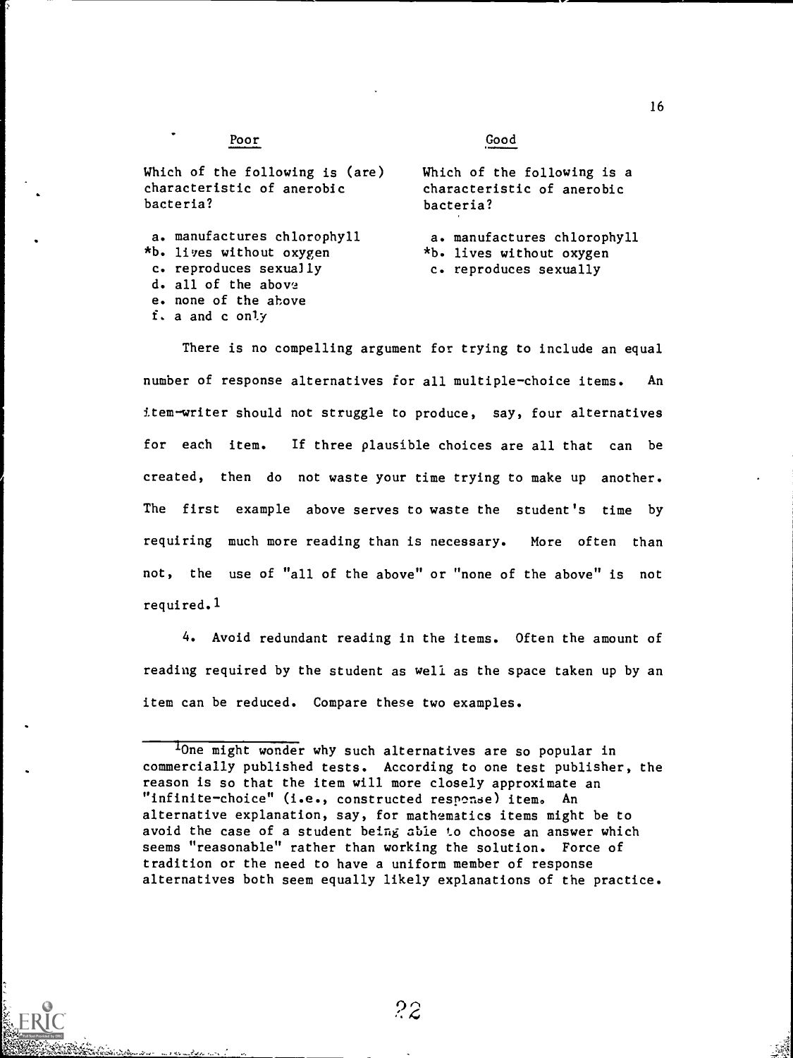**Poor**

Which of the following is (are) characteristic of anerobic bacteria?

a. manufactures chlorophyll
*b. lives without oxygen
c. reproduces sexually
d. all of the above
e. none of the above
f. a and c only

**Good**

Which of the following is a characteristic of anerobic bacteria?

a. manufactures chlorophyll
*b. lives without oxygen
c. reproduces sexually

There is no compelling argument for trying to include an equal number of response alternatives for all multiple-choice items. An item-writer should not struggle to produce, say, four alternatives for each item. If three plausible choices are all that can be created, then do not waste your time trying to make up another. The first example above serves to waste the student's time by requiring much more reading than is necessary. More often than not, the use of "all of the above" or "none of the above" is not required.[1]

4. Avoid redundant reading in the items. Often the amount of reading required by the student as well as the space taken up by an item can be reduced. Compare these two examples.

---

[1]One might wonder why such alternatives are so popular in commercially published tests. According to one test publisher, the reason is so that the item will more closely approximate an "infinite-choice" (i.e., constructed response) item. An alternative explanation, say, for mathematics items might be to avoid the case of a student being able to choose an answer which seems "reasonable" rather than working the solution. Force of tradition or the need to have a uniform member of response alternatives both seem equally likely explanations of the practice.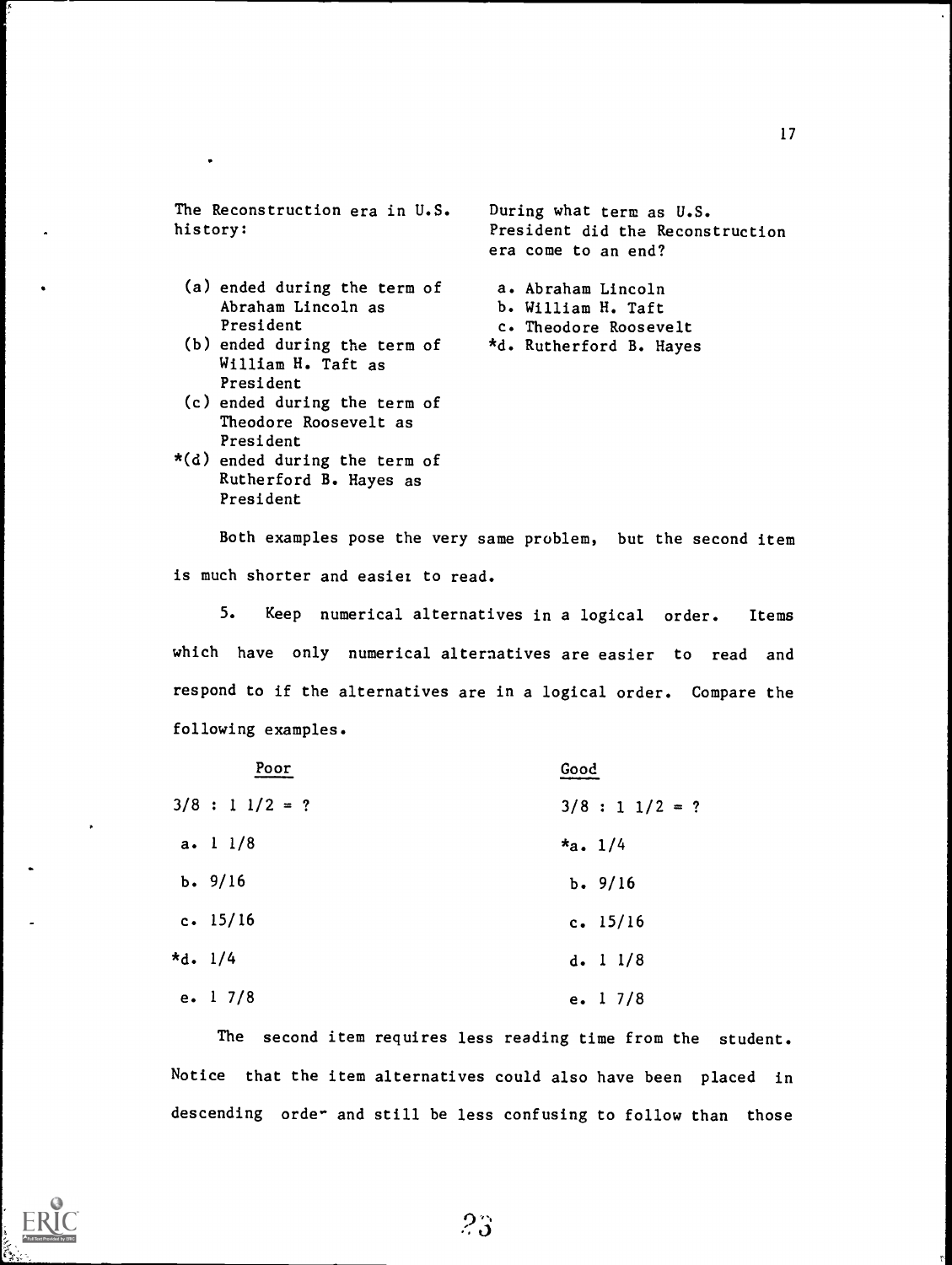The Reconstruction era in U.S. history:

(a) ended during the term of Abraham Lincoln as President
(b) ended during the term of William H. Taft as President
(c) ended during the term of Theodore Roosevelt as President
*(d) ended during the term of Rutherford B. Hayes as President

During what term as U.S. President did the Reconstruction era come to an end?

a. Abraham Lincoln
b. William H. Taft
c. Theodore Roosevelt
*d. Rutherford B. Hayes

Both examples pose the very same problem, but the second item is much shorter and easier to read.

5. Keep numerical alternatives in a logical order. Items which have only numerical alternatives are easier to read and respond to if the alternatives are in a logical order. Compare the following examples.

| Poor | Good |
| --- | --- |
| 3/8 : 1 1/2 = ? | 3/8 : 1 1/2 = ? |
| a. 1 1/8 | *a. 1/4 |
| b. 9/16 | b. 9/16 |
| c. 15/16 | c. 15/16 |
| *d. 1/4 | d. 1 1/8 |
| e. 1 7/8 | e. 1 7/8 |

The second item requires less reading time from the student. Notice that the item alternatives could also have been placed in descending order and still be less confusing to follow than those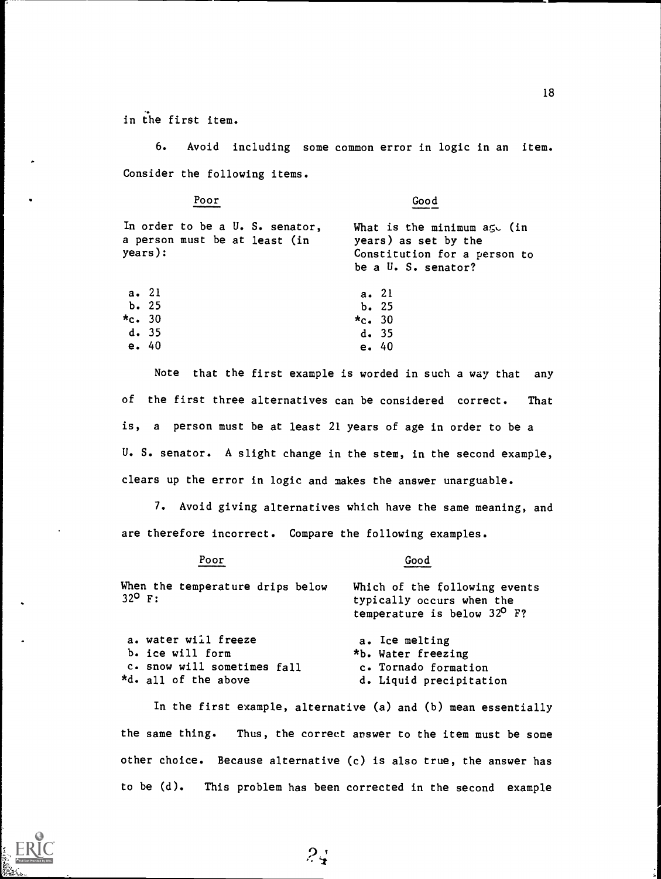in the first item.

6. Avoid including some common error in logic in an item. Consider the following items.

| Poor | Good |
|---|---|
| In order to be a U. S. senator, a person must be at least (in years): | What is the minimum age (in years) as set by the Constitution for a person to be a U. S. senator? |
| a. 21<br>b. 25<br>*c. 30<br>d. 35<br>e. 40 | a. 21<br>b. 25<br>*c. 30<br>d. 35<br>e. 40 |

Note that the first example is worded in such a way that any of the first three alternatives can be considered correct. That is, a person must be at least 21 years of age in order to be a U. S. senator. A slight change in the stem, in the second example, clears up the error in logic and makes the answer unarguable.

7. Avoid giving alternatives which have the same meaning, and are therefore incorrect. Compare the following examples.

| Poor | Good |
|---|---|
| When the temperature drips below $32^{\circ}$ F: | Which of the following events typically occurs when the temperature is below $32^{\circ}$ F? |
| a. water will freeze<br>b. ice will form<br>c. snow will sometimes fall<br>*d. all of the above | a. Ice melting<br>*b. Water freezing<br>c. Tornado formation<br>d. Liquid precipitation |

In the first example, alternative (a) and (b) mean essentially the same thing. Thus, the correct answer to the item must be some other choice. Because alternative (c) is also true, the answer has to be (d). This problem has been corrected in the second example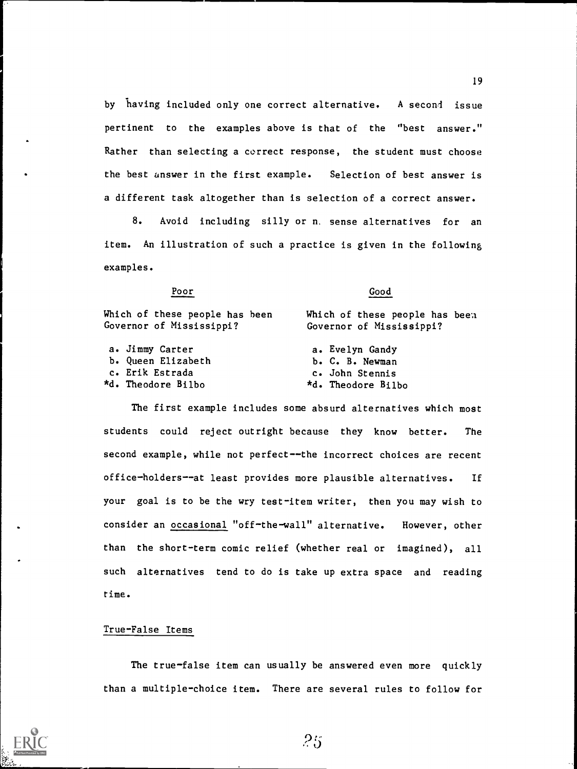by having included only one correct alternative. A second issue pertinent to the examples above is that of the "best answer." Rather than selecting a correct response, the student must choose the best answer in the first example. Selection of best answer is a different task altogether than is selection of a correct answer.

8. Avoid including silly or nonsense alternatives for an item. An illustration of such a practice is given in the following examples.

| Poor | Good |
|---|---|
| Which of these people has been Governor of Mississippi? | Which of these people has been Governor of Mississippi? |
| a. Jimmy Carter | a. Evelyn Gandy |
| b. Queen Elizabeth | b. C. B. Newman |
| c. Erik Estrada | c. John Stennis |
| *d. Theodore Bilbo | *d. Theodore Bilbo |

The first example includes some absurd alternatives which most students could reject outright because they know better. The second example, while not perfect--the incorrect choices are recent office-holders--at least provides more plausible alternatives. If your goal is to be the wry test-item writer, then you may wish to consider an <u>occasional</u> "off-the-wall" alternative. However, other than the short-term comic relief (whether real or imagined), all such alternatives tend to do is take up extra space and reading time.

## True-False Items

The true-false item can usually be answered even more quickly than a multiple-choice item. There are several rules to follow for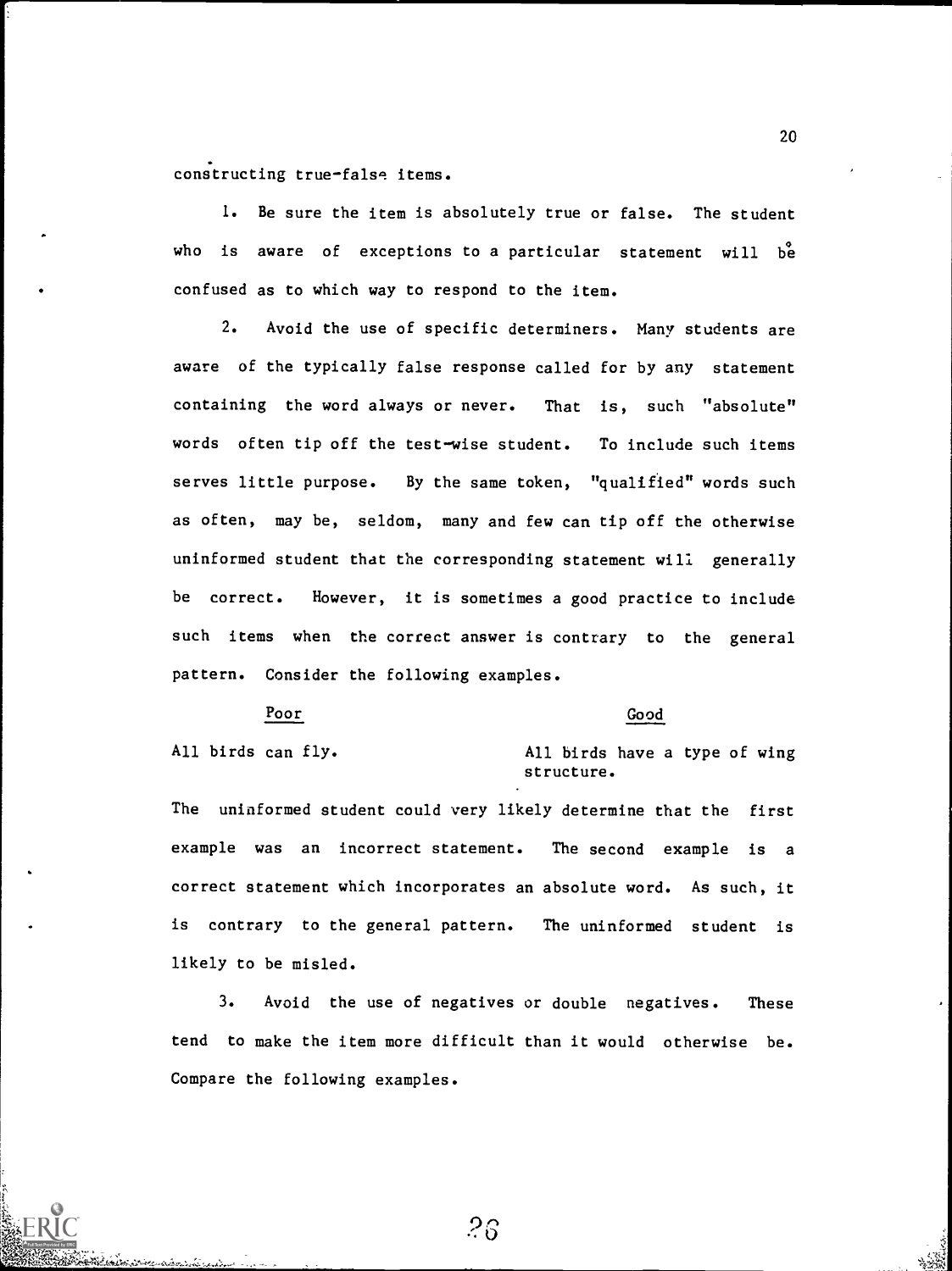constructing true-false items.

1. Be sure the item is absolutely true or false. The student who is aware of exceptions to a particular statement will be confused as to which way to respond to the item.

2. Avoid the use of specific determiners. Many students are aware of the typically false response called for by any statement containing the word always or never. That is, such "absolute" words often tip off the test-wise student. To include such items serves little purpose. By the same token, "qualified" words such as often, may be, seldom, many and few can tip off the otherwise uninformed student that the corresponding statement will generally be correct. However, it is sometimes a good practice to include such items when the correct answer is contrary to the general pattern. Consider the following examples.

| Poor | Good |
| --- | --- |
| All birds can fly. | All birds have a type of wing structure. |

The uninformed student could very likely determine that the first example was an incorrect statement. The second example is a correct statement which incorporates an absolute word. As such, it is contrary to the general pattern. The uninformed student is likely to be misled.

3. Avoid the use of negatives or double negatives. These tend to make the item more difficult than it would otherwise be. Compare the following examples.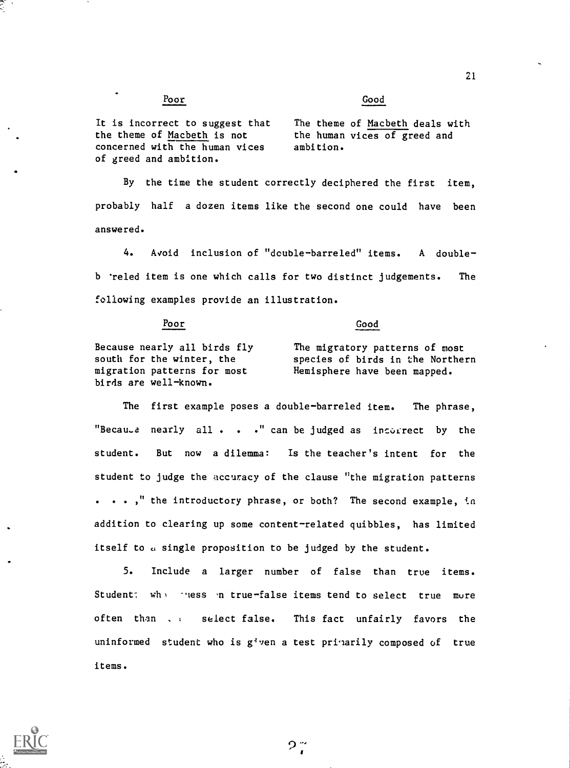| Poor | Good |
|---|---|
| It is incorrect to suggest that the theme of *Macbeth* is not concerned with the human vices of greed and ambition. | The theme of *Macbeth* deals with the human vices of greed and ambition. |

By the time the student correctly deciphered the first item, probably half a dozen items like the second one could have been answered.

4. Avoid inclusion of "double-barreled" items. A double-barreled item is one which calls for two distinct judgements. The following examples provide an illustration.

| Poor | Good |
|---|---|
| Because nearly all birds fly south for the winter, the migration patterns for most birds are well-known. | The migratory patterns of most species of birds in the Northern Hemisphere have been mapped. |

The first example poses a double-barreled item. The phrase, "Because nearly all . . ." can be judged as incorrect by the student. But now a dilemma: Is the teacher's intent for the student to judge the accuracy of the clause "the migration patterns . . . ," the introductory phrase, or both? The second example, in addition to clearing up some content-related quibbles, has limited itself to a single proposition to be judged by the student.

5. Include a larger number of false than true items. Students who guess on true-false items tend to select true more often than to select false. This fact unfairly favors the uninformed student who is given a test primarily composed of true items.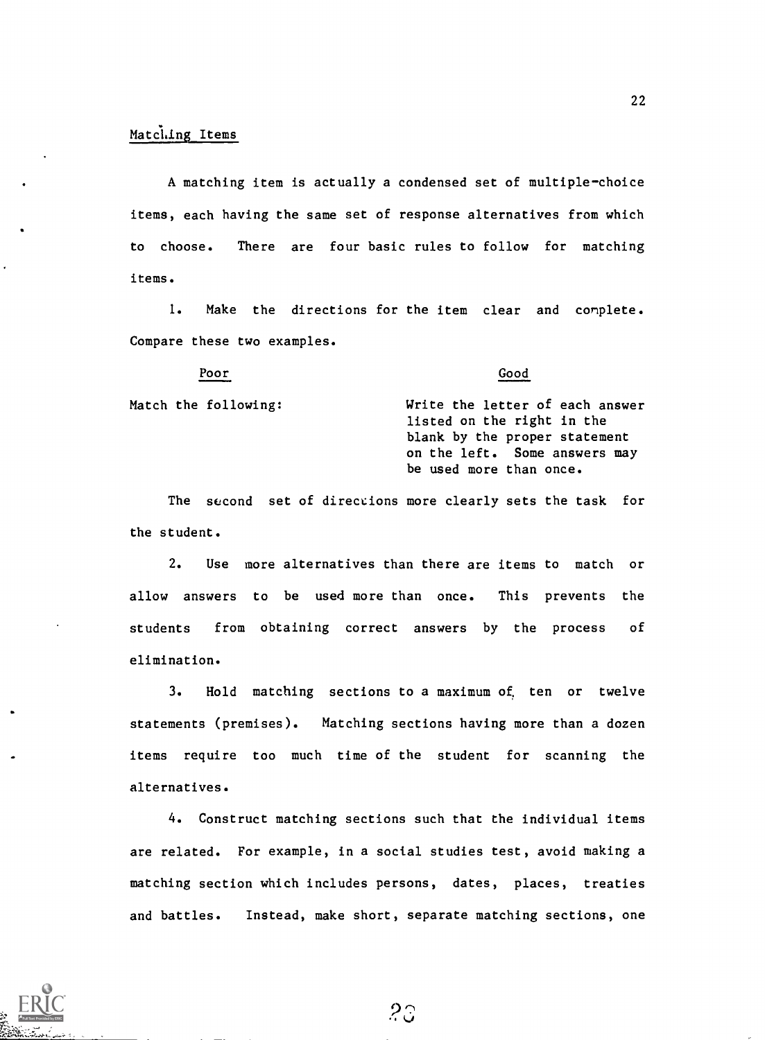## Matching Items

A matching item is actually a condensed set of multiple-choice items, each having the same set of response alternatives from which to choose. There are four basic rules to follow for matching items.

1. Make the directions for the item clear and complete. Compare these two examples.

| Poor | Good |
|---|---|
| Match the following: | Write the letter of each answer listed on the right in the blank by the proper statement on the left. Some answers may be used more than once. |

The second set of directions more clearly sets the task for the student.

2. Use more alternatives than there are items to match or allow answers to be used more than once. This prevents the students from obtaining correct answers by the process of elimination.

3. Hold matching sections to a maximum of ten or twelve statements (premises). Matching sections having more than a dozen items require too much time of the student for scanning the alternatives.

4. Construct matching sections such that the individual items are related. For example, in a social studies test, avoid making a matching section which includes persons, dates, places, treaties and battles. Instead, make short, separate matching sections, one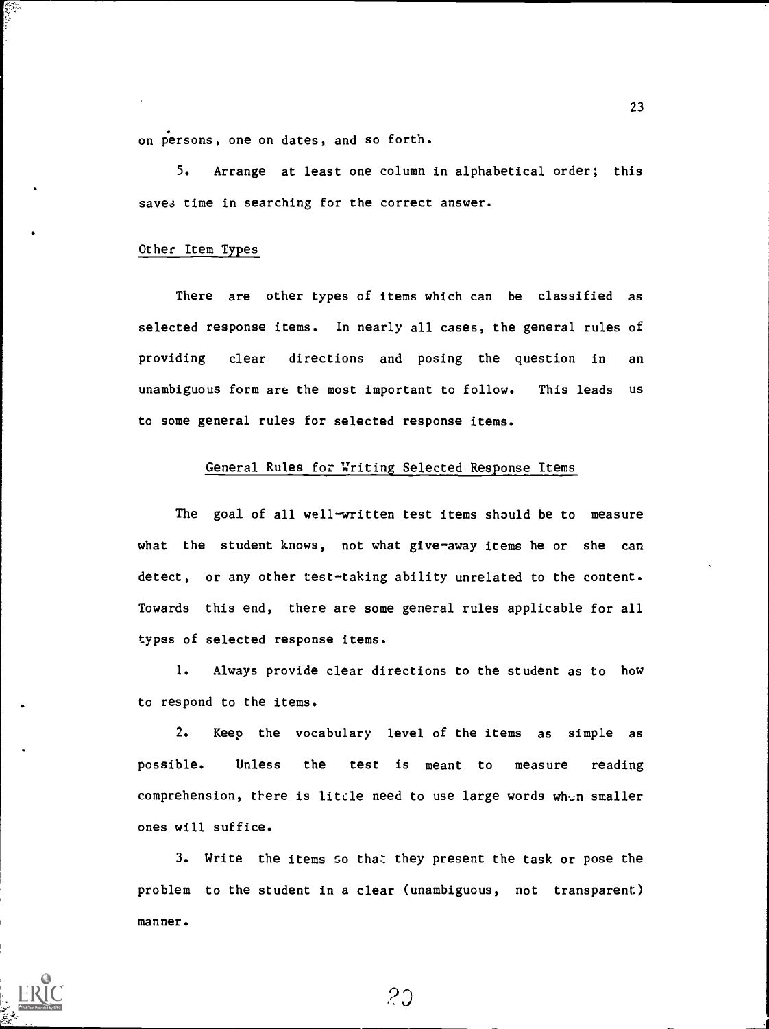on persons, one on dates, and so forth.

5. Arrange at least one column in alphabetical order; this saves time in searching for the correct answer.

### Other Item Types

There are other types of items which can be classified as selected response items. In nearly all cases, the general rules of providing clear directions and posing the question in an unambiguous form are the most important to follow. This leads us to some general rules for selected response items.

## General Rules for Writing Selected Response Items

The goal of all well-written test items should be to measure what the student knows, not what give-away items he or she can detect, or any other test-taking ability unrelated to the content. Towards this end, there are some general rules applicable for all types of selected response items.

1. Always provide clear directions to the student as to how to respond to the items.

2. Keep the vocabulary level of the items as simple as possible. Unless the test is meant to measure reading comprehension, there is little need to use large words when smaller ones will suffice.

3. Write the items so that they present the task or pose the problem to the student in a clear (unambiguous, not transparent) manner.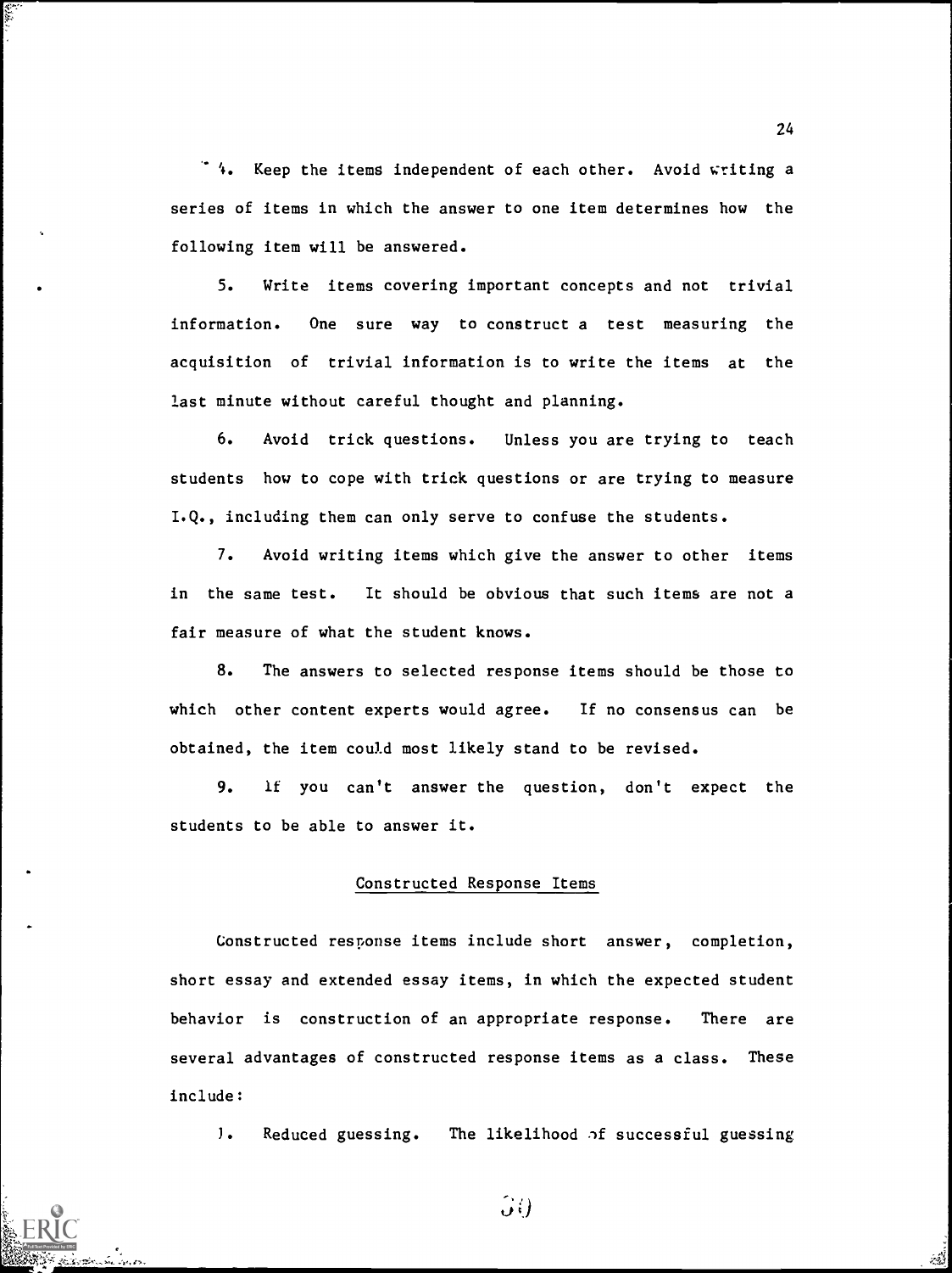4. Keep the items independent of each other. Avoid writing a series of items in which the answer to one item determines how the following item will be answered.

5. Write items covering important concepts and not trivial information. One sure way to construct a test measuring the acquisition of trivial information is to write the items at the last minute without careful thought and planning.

6. Avoid trick questions. Unless you are trying to teach students how to cope with trick questions or are trying to measure I.Q., including them can only serve to confuse the students.

7. Avoid writing items which give the answer to other items in the same test. It should be obvious that such items are not a fair measure of what the student knows.

8. The answers to selected response items should be those to which other content experts would agree. If no consensus can be obtained, the item could most likely stand to be revised.

9. If you can't answer the question, don't expect the students to be able to answer it.

## Constructed Response Items

Constructed response items include short answer, completion, short essay and extended essay items, in which the expected student behavior is construction of an appropriate response. There are several advantages of constructed response items as a class. These include:

1. Reduced guessing. The likelihood of successful guessing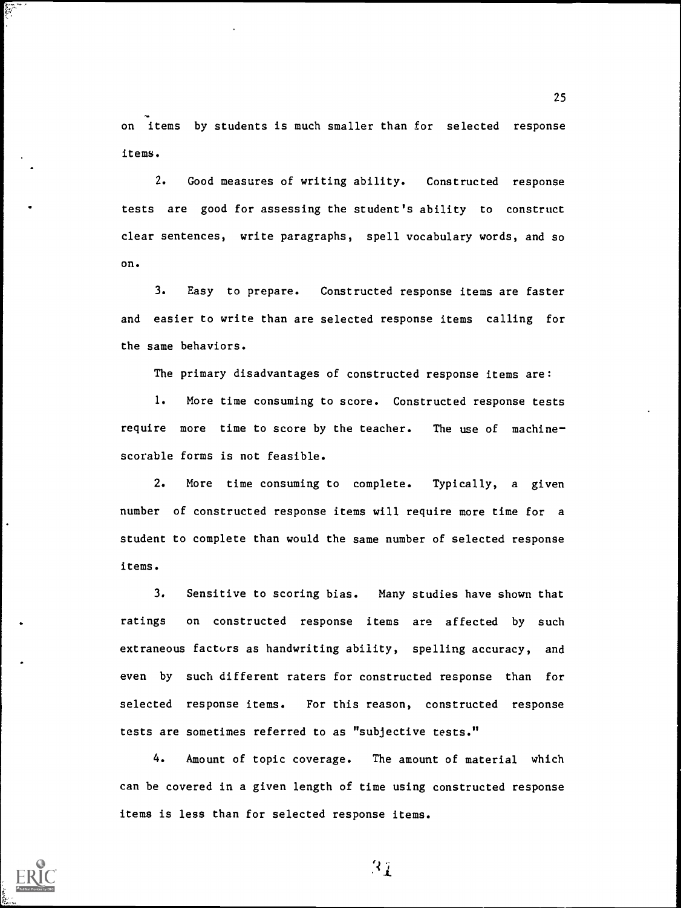on items by students is much smaller than for selected response items.

2. Good measures of writing ability. Constructed response tests are good for assessing the student's ability to construct clear sentences, write paragraphs, spell vocabulary words, and so on.

3. Easy to prepare. Constructed response items are faster and easier to write than are selected response items calling for the same behaviors.

The primary disadvantages of constructed response items are:

1. More time consuming to score. Constructed response tests require more time to score by the teacher. The use of machine-scorable forms is not feasible.

2. More time consuming to complete. Typically, a given number of constructed response items will require more time for a student to complete than would the same number of selected response items.

3. Sensitive to scoring bias. Many studies have shown that ratings on constructed response items are affected by such extraneous factors as handwriting ability, spelling accuracy, and even by such different raters for constructed response than for selected response items. For this reason, constructed response tests are sometimes referred to as "subjective tests."

4. Amount of topic coverage. The amount of material which can be covered in a given length of time using constructed response items is less than for selected response items.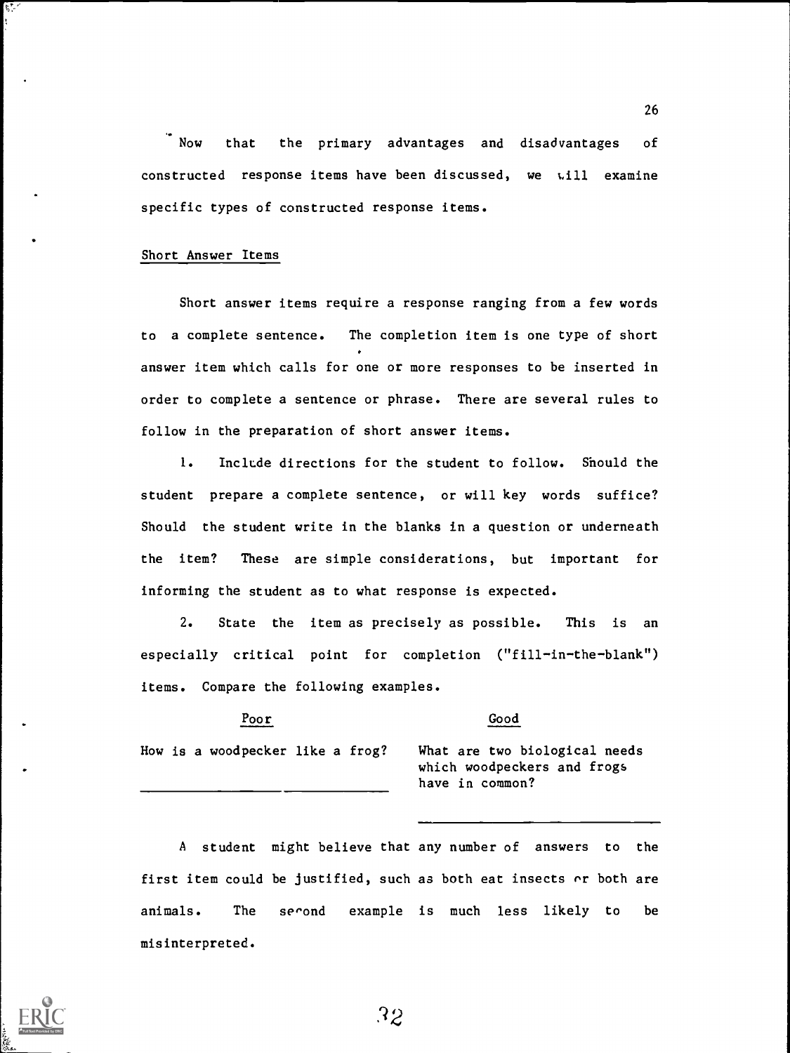Now that the primary advantages and disadvantages of constructed response items have been discussed, we will examine specific types of constructed response items.

## Short Answer Items

Short answer items require a response ranging from a few words to a complete sentence. The completion item is one type of short answer item which calls for one or more responses to be inserted in order to complete a sentence or phrase. There are several rules to follow in the preparation of short answer items.

1. Include directions for the student to follow. Should the student prepare a complete sentence, or will key words suffice? Should the student write in the blanks in a question or underneath the item? These are simple considerations, but important for informing the student as to what response is expected.

2. State the item as precisely as possible. This is an especially critical point for completion ("fill-in-the-blank") items. Compare the following examples.

| Poor | Good |
|---|---|
| How is a woodpecker like a frog?<br>\_\_\_\_\_\_\_\_\_\_\_\_\_\_\_\_\_\_\_\_\_\_\_\_\_\_\_\_ | What are two biological needs which woodpeckers and frogs have in common?<br>\_\_\_\_\_\_\_\_\_\_\_\_\_\_\_\_\_\_\_\_\_\_\_\_\_\_\_\_ |

A student might believe that any number of answers to the first item could be justified, such as both eat insects or both are animals. The second example is much less likely to be misinterpreted.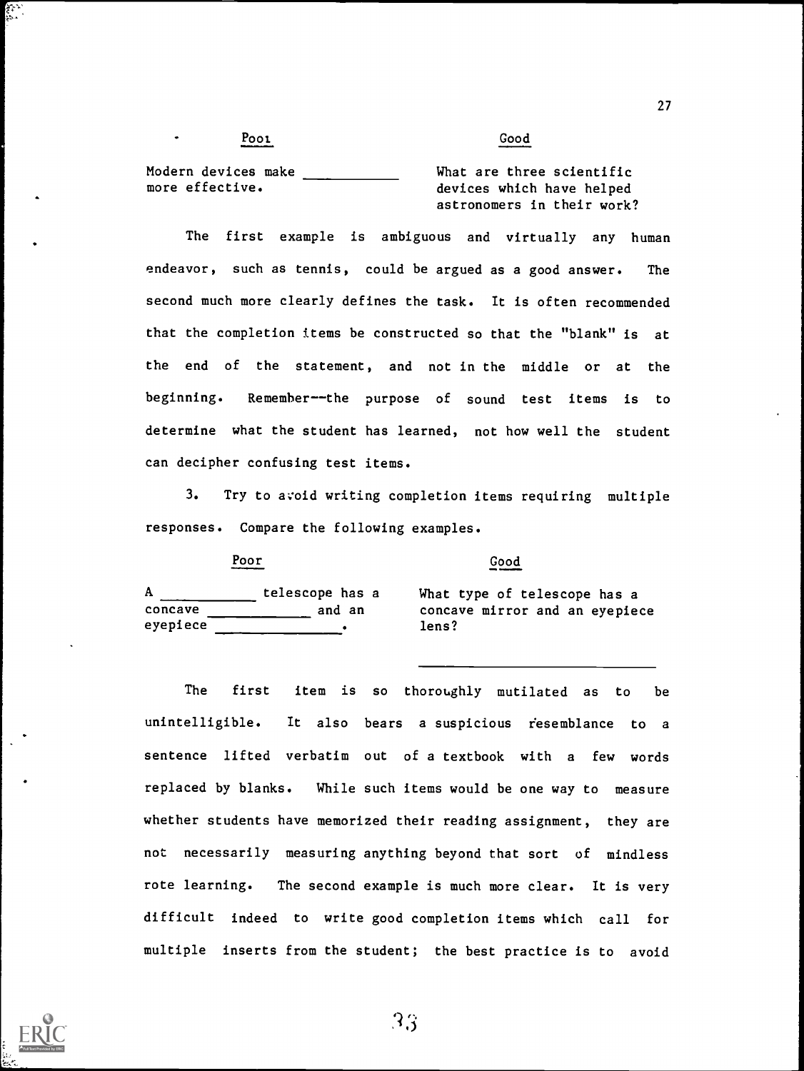| Poor | Good |
| --- | --- |
| Modern devices make ________ more effective. | What are three scientific devices which have helped astronomers in their work? |

The first example is ambiguous and virtually any human endeavor, such as tennis, could be argued as a good answer. The second much more clearly defines the task. It is often recommended that the completion items be constructed so that the "blank" is at the end of the statement, and not in the middle or at the beginning. Remember--the purpose of sound test items is to determine what the student has learned, not how well the student can decipher confusing test items.

3. Try to avoid writing completion items requiring multiple responses. Compare the following examples.

| Poor | Good |
| --- | --- |
| A ________ telescope has a concave ________ and an eyepiece ________. | What type of telescope has a concave mirror and an eyepiece lens? ________ |

The first item is so thoroughly mutilated as to be unintelligible. It also bears a suspicious resemblance to a sentence lifted verbatim out of a textbook with a few words replaced by blanks. While such items would be one way to measure whether students have memorized their reading assignment, they are not necessarily measuring anything beyond that sort of mindless rote learning. The second example is much more clear. It is very difficult indeed to write good completion items which call for multiple inserts from the student; the best practice is to avoid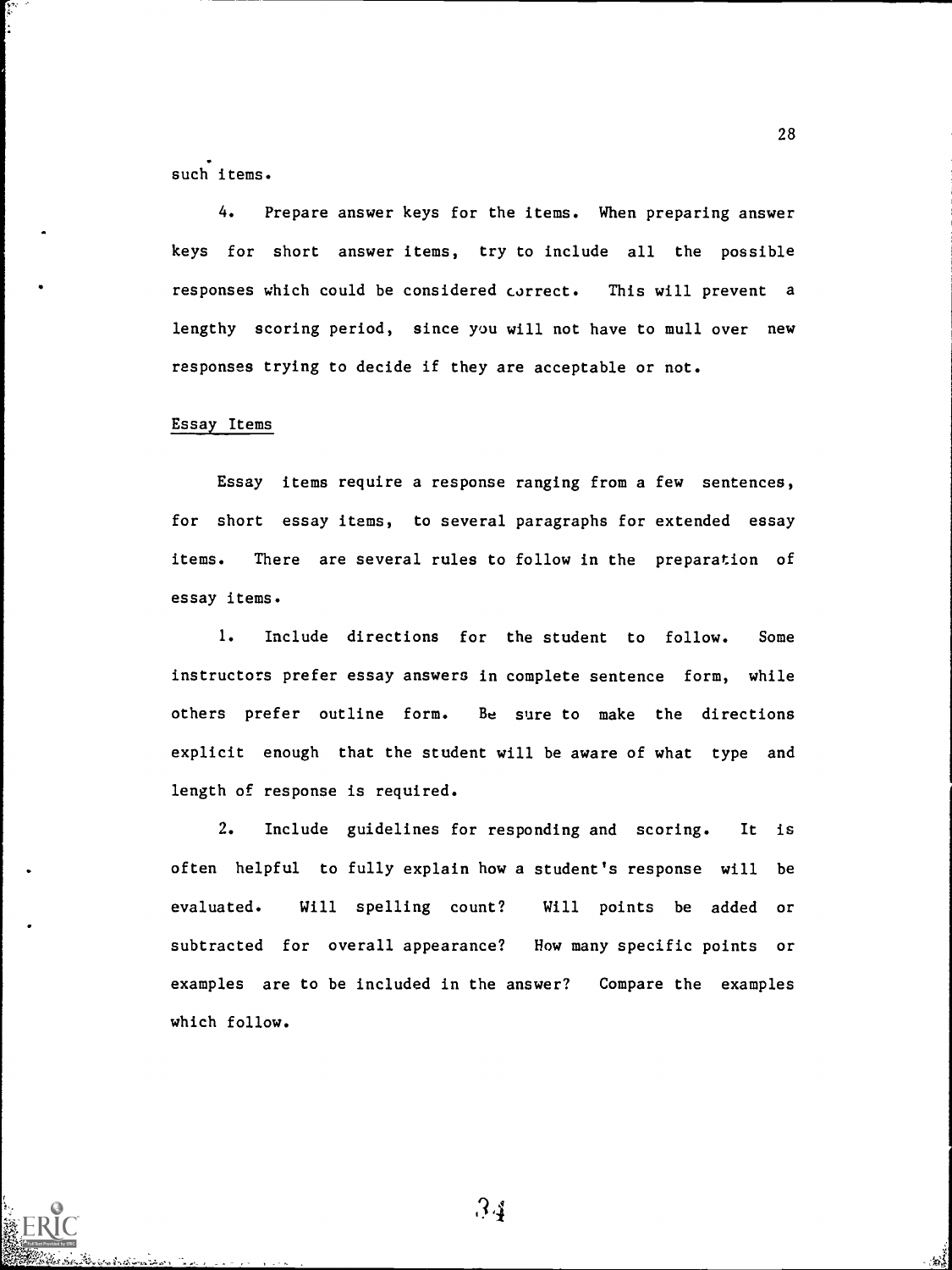such items.

4. Prepare answer keys for the items. When preparing answer keys for short answer items, try to include all the possible responses which could be considered correct. This will prevent a lengthy scoring period, since you will not have to mull over new responses trying to decide if they are acceptable or not.

## Essay Items

Essay items require a response ranging from a few sentences, for short essay items, to several paragraphs for extended essay items. There are several rules to follow in the preparation of essay items.

1. Include directions for the student to follow. Some instructors prefer essay answers in complete sentence form, while others prefer outline form. Be sure to make the directions explicit enough that the student will be aware of what type and length of response is required.

2. Include guidelines for responding and scoring. It is often helpful to fully explain how a student's response will be evaluated. Will spelling count? Will points be added or subtracted for overall appearance? How many specific points or examples are to be included in the answer? Compare the examples which follow.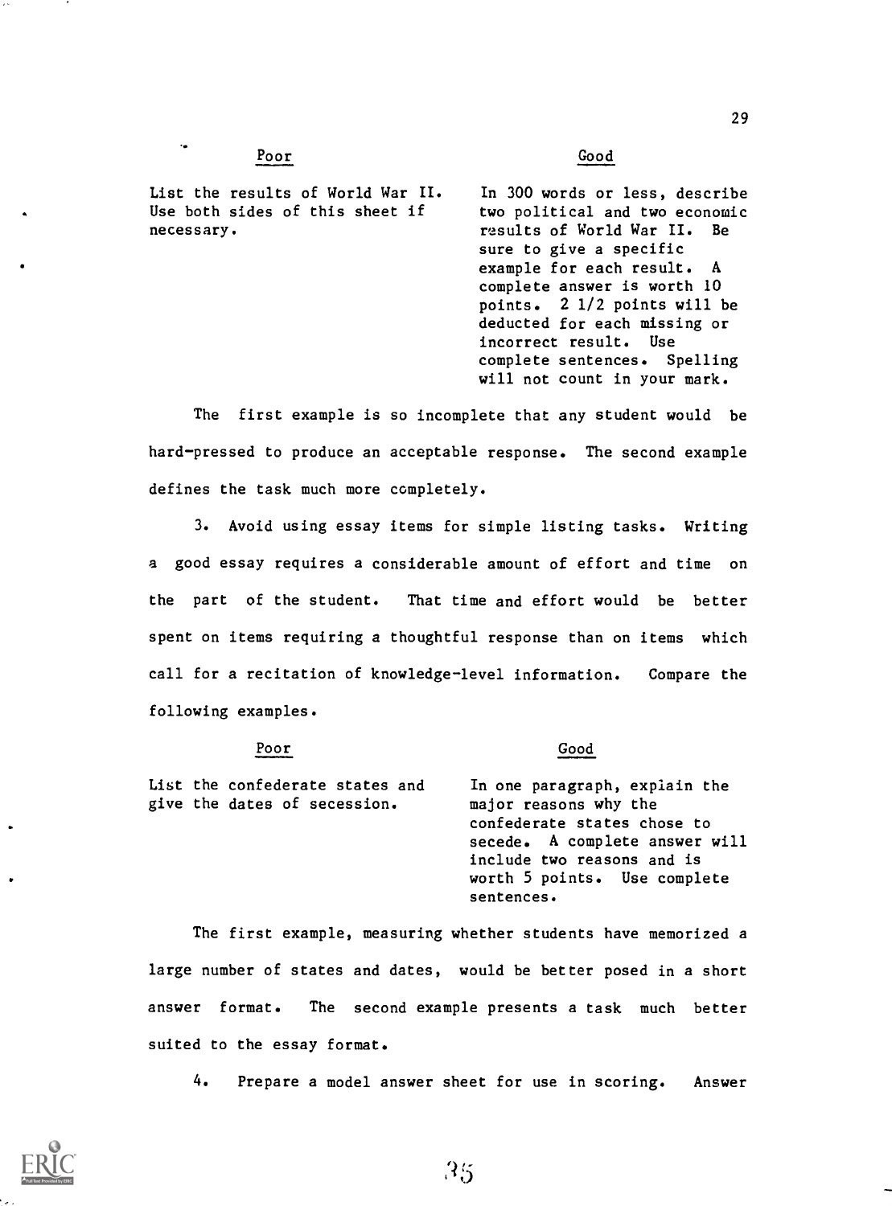| Poor | Good |
| --- | --- |
| List the results of World War II. Use both sides of this sheet if necessary. | In 300 words or less, describe two political and two economic results of World War II. Be sure to give a specific example for each result. A complete answer is worth 10 points. 2 1/2 points will be deducted for each missing or incorrect result. Use complete sentences. Spelling will not count in your mark. |

The first example is so incomplete that any student would be hard-pressed to produce an acceptable response. The second example defines the task much more completely.

3. Avoid using essay items for simple listing tasks. Writing a good essay requires a considerable amount of effort and time on the part of the student. That time and effort would be better spent on items requiring a thoughtful response than on items which call for a recitation of knowledge-level information. Compare the following examples.

| Poor | Good |
| --- | --- |
| List the confederate states and give the dates of secession. | In one paragraph, explain the major reasons why the confederate states chose to secede. A complete answer will include two reasons and is worth 5 points. Use complete sentences. |

The first example, measuring whether students have memorized a large number of states and dates, would be better posed in a short answer format. The second example presents a task much better suited to the essay format.

4. Prepare a model answer sheet for use in scoring. Answer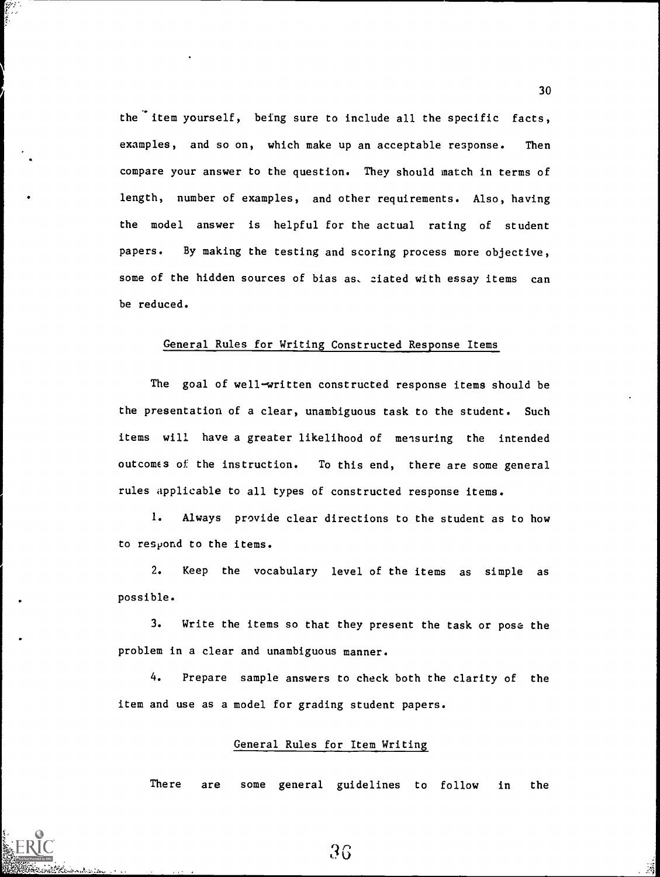the item yourself, being sure to include all the specific facts, examples, and so on, which make up an acceptable response. Then compare your answer to the question. They should match in terms of length, number of examples, and other requirements. Also, having the model answer is helpful for the actual rating of student papers. By making the testing and scoring process more objective, some of the hidden sources of bias associated with essay items can be reduced.

## General Rules for Writing Constructed Response Items

The goal of well-written constructed response items should be the presentation of a clear, unambiguous task to the student. Such items will have a greater likelihood of measuring the intended outcomes of the instruction. To this end, there are some general rules applicable to all types of constructed response items.

1. Always provide clear directions to the student as to how to respond to the items.

2. Keep the vocabulary level of the items as simple as possible.

3. Write the items so that they present the task or pose the problem in a clear and unambiguous manner.

4. Prepare sample answers to check both the clarity of the item and use as a model for grading student papers.

## General Rules for Item Writing

There are some general guidelines to follow in the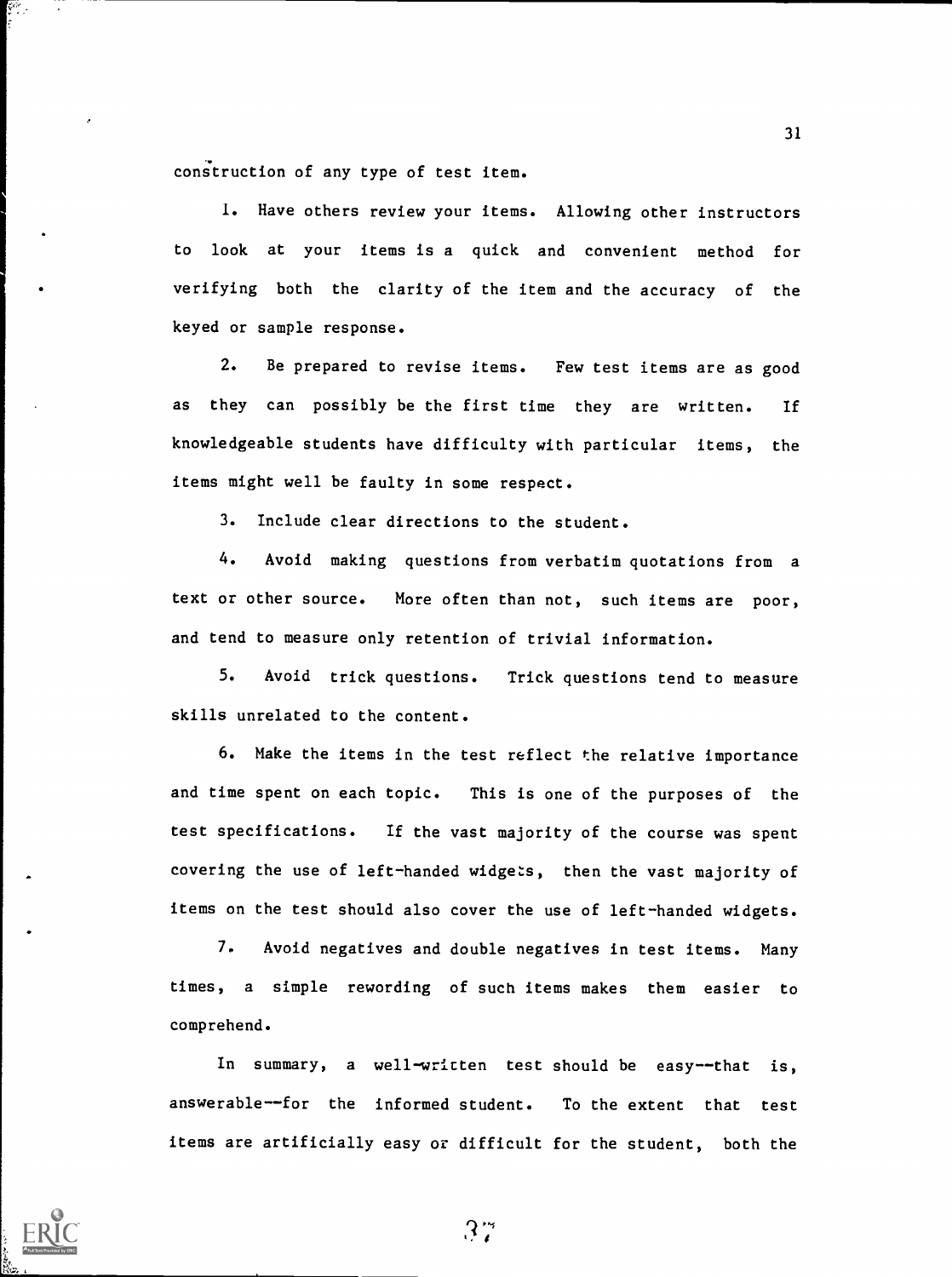construction of any type of test item.

1. Have others review your items. Allowing other instructors to look at your items is a quick and convenient method for verifying both the clarity of the item and the accuracy of the keyed or sample response.

2. Be prepared to revise items. Few test items are as good as they can possibly be the first time they are written. If knowledgeable students have difficulty with particular items, the items might well be faulty in some respect.

3. Include clear directions to the student.

4. Avoid making questions from verbatim quotations from a text or other source. More often than not, such items are poor, and tend to measure only retention of trivial information.

5. Avoid trick questions. Trick questions tend to measure skills unrelated to the content.

6. Make the items in the test reflect the relative importance and time spent on each topic. This is one of the purposes of the test specifications. If the vast majority of the course was spent covering the use of left-handed widgets, then the vast majority of items on the test should also cover the use of left-handed widgets.

7. Avoid negatives and double negatives in test items. Many times, a simple rewording of such items makes them easier to comprehend.

In summary, a well-written test should be easy--that is, answerable--for the informed student. To the extent that test items are artificially easy or difficult for the student, both the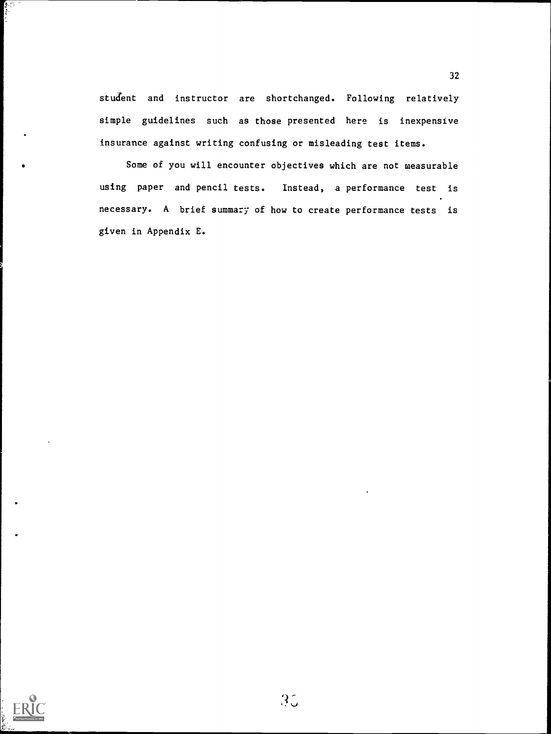student and instructor are shortchanged. Following relatively simple guidelines such as those presented here is inexpensive insurance against writing confusing or misleading test items.

Some of you will encounter objectives which are not measurable using paper and pencil tests. Instead, a performance test is necessary. A brief summary of how to create performance tests is given in Appendix E.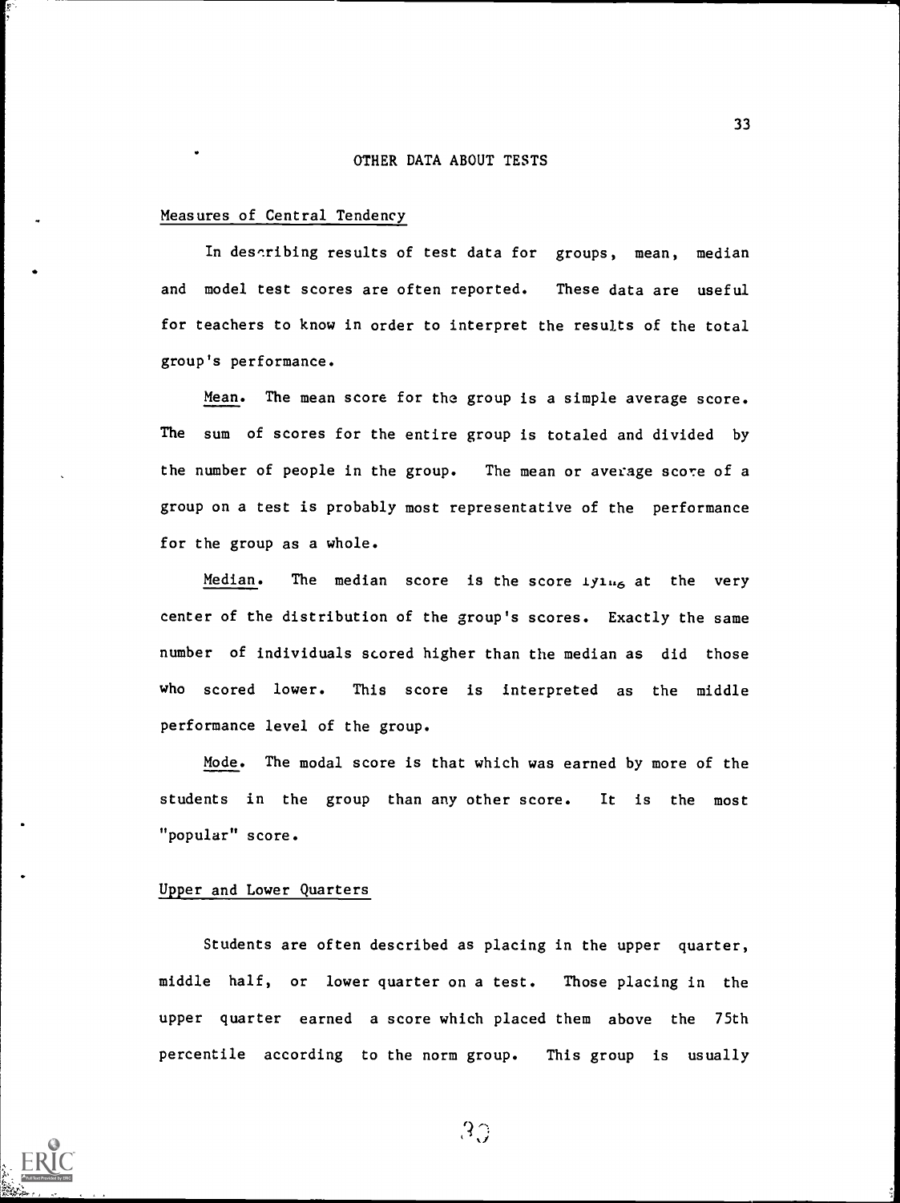## OTHER DATA ABOUT TESTS

### Measures of Central Tendency

In describing results of test data for groups, mean, median and model test scores are often reported. These data are useful for teachers to know in order to interpret the results of the total group's performance.

Mean. The mean score for the group is a simple average score. The sum of scores for the entire group is totaled and divided by the number of people in the group. The mean or average score of a group on a test is probably most representative of the performance for the group as a whole.

Median. The median score is the score lying at the very center of the distribution of the group's scores. Exactly the same number of individuals scored higher than the median as did those who scored lower. This score is interpreted as the middle performance level of the group.

Mode. The modal score is that which was earned by more of the students in the group than any other score. It is the most "popular" score.

### Upper and Lower Quarters

Students are often described as placing in the upper quarter, middle half, or lower quarter on a test. Those placing in the upper quarter earned a score which placed them above the 75th percentile according to the norm group. This group is usually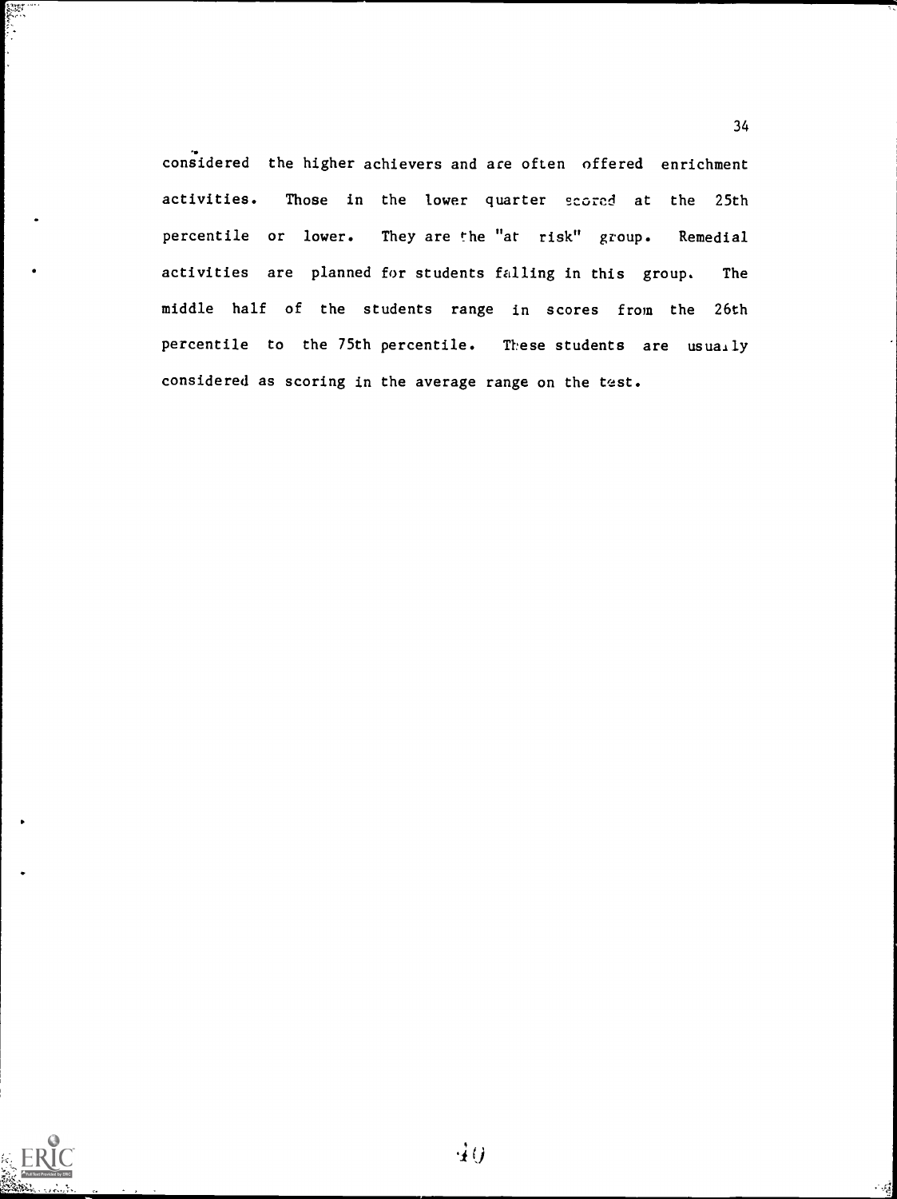considered the higher achievers and are often offered enrichment activities. Those in the lower quarter scored at the 25th percentile or lower. They are the "at risk" group. Remedial activities are planned for students falling in this group. The middle half of the students range in scores from the 26th percentile to the 75th percentile. These students are usually considered as scoring in the average range on the test.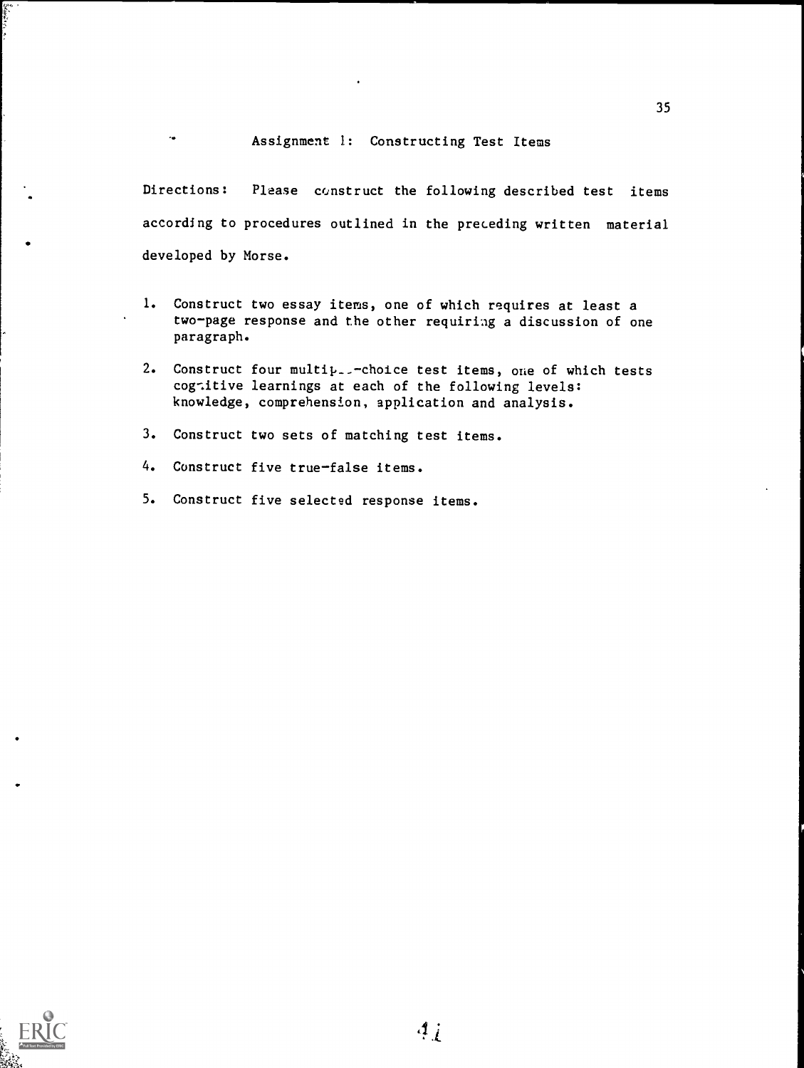## Assignment 1: Constructing Test Items

Directions: Please construct the following described test items according to procedures outlined in the preceding written material developed by Morse.

1. Construct two essay items, one of which requires at least a two-page response and the other requiring a discussion of one paragraph.
2. Construct four multiple-choice test items, one of which tests cognitive learnings at each of the following levels: knowledge, comprehension, application and analysis.
3. Construct two sets of matching test items.
4. Construct five true-false items.
5. Construct five selected response items.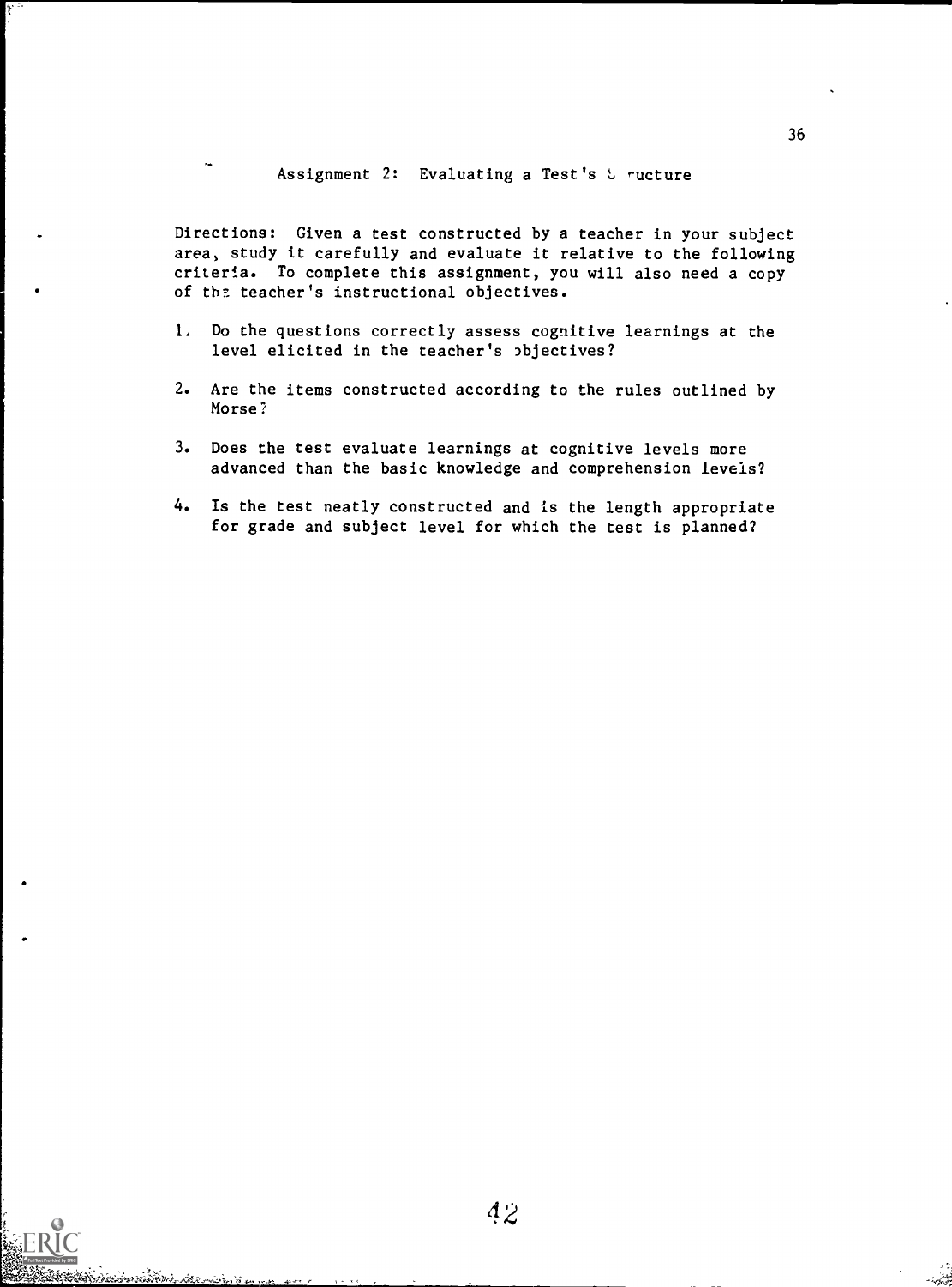## Assignment 2: Evaluating a Test's Structure

Directions: Given a test constructed by a teacher in your subject area, study it carefully and evaluate it relative to the following criteria. To complete this assignment, you will also need a copy of the teacher's instructional objectives.

1. Do the questions correctly assess cognitive learnings at the level elicited in the teacher's objectives?
2. Are the items constructed according to the rules outlined by Morse?
3. Does the test evaluate learnings at cognitive levels more advanced than the basic knowledge and comprehension levels?
4. Is the test neatly constructed and is the length appropriate for grade and subject level for which the test is planned?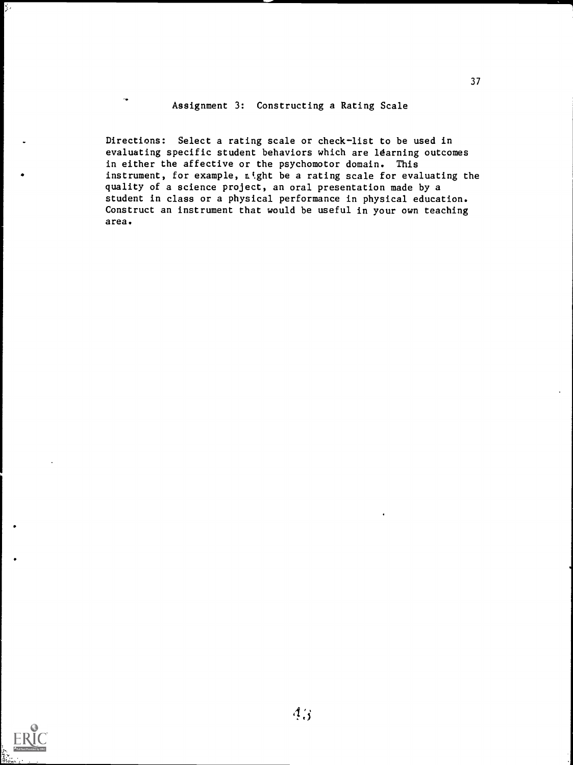## Assignment 3: Constructing a Rating Scale

Directions: Select a rating scale or check-list to be used in evaluating specific student behaviors which are learning outcomes in either the affective or the psychomotor domain. This instrument, for example, might be a rating scale for evaluating the quality of a science project, an oral presentation made by a student in class or a physical performance in physical education. Construct an instrument that would be useful in your own teaching area.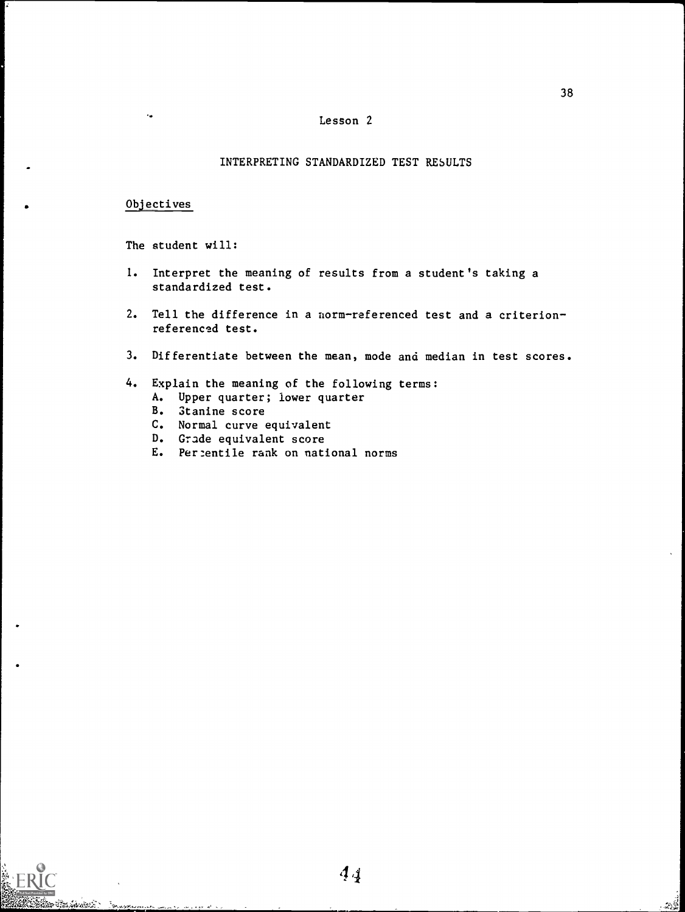# Lesson 2

## INTERPRETING STANDARDIZED TEST RESULTS

### Objectives

The student will:

1. Interpret the meaning of results from a student's taking a standardized test.

2. Tell the difference in a norm-referenced test and a criterion-referenced test.

3. Differentiate between the mean, mode and median in test scores.

4. Explain the meaning of the following terms:
   A. Upper quarter; lower quarter
   B. Stanine score
   C. Normal curve equivalent
   D. Grade equivalent score
   E. Percentile rank on national norms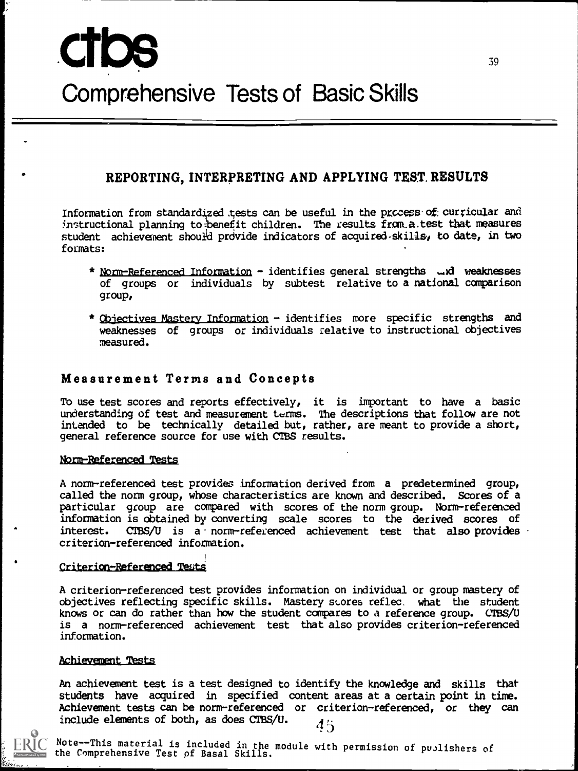# ctbs

# Comprehensive Tests of Basic Skills

## REPORTING, INTERPRETING AND APPLYING TEST RESULTS

Information from standardized tests can be useful in the process of curricular and instructional planning to benefit children. The results from a test that measures student achievement should provide indicators of acquired skills, to date, in two formats:

* Norm-Referenced Information - identifies general strengths and weaknesses of groups or individuals by subtest relative to a national comparison group,
* Objectives Mastery Information - identifies more specific strengths and weaknesses of groups or individuals relative to instructional objectives measured.

## Measurement Terms and Concepts

To use test scores and reports effectively, it is important to have a basic understanding of test and measurement terms. The descriptions that follow are not intended to be technically detailed but, rather, are meant to provide a short, general reference source for use with CTBS results.

### Norm-Referenced Tests

A norm-referenced test provides information derived from a predetermined group, called the norm group, whose characteristics are known and described. Scores of a particular group are compared with scores of the norm group. Norm-referenced information is obtained by converting scale scores to the derived scores of interest. CTBS/U is a norm-referenced achievement test that also provides criterion-referenced information.

### Criterion-Referenced Tests

A criterion-referenced test provides information on individual or group mastery of objectives reflecting specific skills. Mastery scores reflect what the student knows or can do rather than how the student compares to a reference group. CTBS/U is a norm-referenced achievement test that also provides criterion-referenced information.

### Achievement Tests

An achievement test is a test designed to identify the knowledge and skills that students have acquired in specified content areas at a certain point in time. Achievement tests can be norm-referenced or criterion-referenced, or they can include elements of both, as does CTBS/U.

Note--This material is included in the module with permission of publishers of the Comprehensive Test of Basal Skills.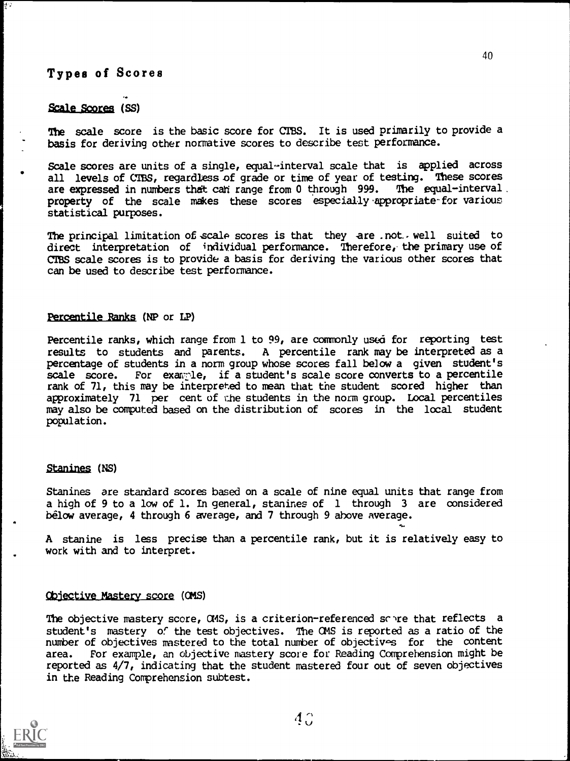# Types of Scores

## Scale Scores (SS)

The scale score is the basic score for CTBS. It is used primarily to provide a basis for deriving other normative scores to describe test performance.

Scale scores are units of a single, equal-interval scale that is applied across all levels of CTBS, regardless of grade or time of year of testing. These scores are expressed in numbers that can range from 0 through 999. The equal-interval property of the scale makes these scores especially appropriate for various statistical purposes.

The principal limitation of scale scores is that they are not well suited to direct interpretation of individual performance. Therefore, the primary use of CTBS scale scores is to provide a basis for deriving the various other scores that can be used to describe test performance.

## Percentile Ranks (NP or LP)

Percentile ranks, which range from 1 to 99, are commonly used for reporting test results to students and parents. A percentile rank may be interpreted as a percentage of students in a norm group whose scores fall below a given student's scale score. For example, if a student's scale score converts to a percentile rank of 71, this may be interpreted to mean that the student scored higher than approximately 71 per cent of the students in the norm group. Local percentiles may also be computed based on the distribution of scores in the local student population.

## Stanines (NS)

Stanines are standard scores based on a scale of nine equal units that range from a high of 9 to a low of 1. In general, stanines of 1 through 3 are considered below average, 4 through 6 average, and 7 through 9 above average.

A stanine is less precise than a percentile rank, but it is relatively easy to work with and to interpret.

## Objective Mastery score (OMS)

The objective mastery score, OMS, is a criterion-referenced score that reflects a student's mastery of the test objectives. The OMS is reported as a ratio of the number of objectives mastered to the total number of objectives for the content area. For example, an objective mastery score for Reading Comprehension might be reported as 4/7, indicating that the student mastered four out of seven objectives in the Reading Comprehension subtest.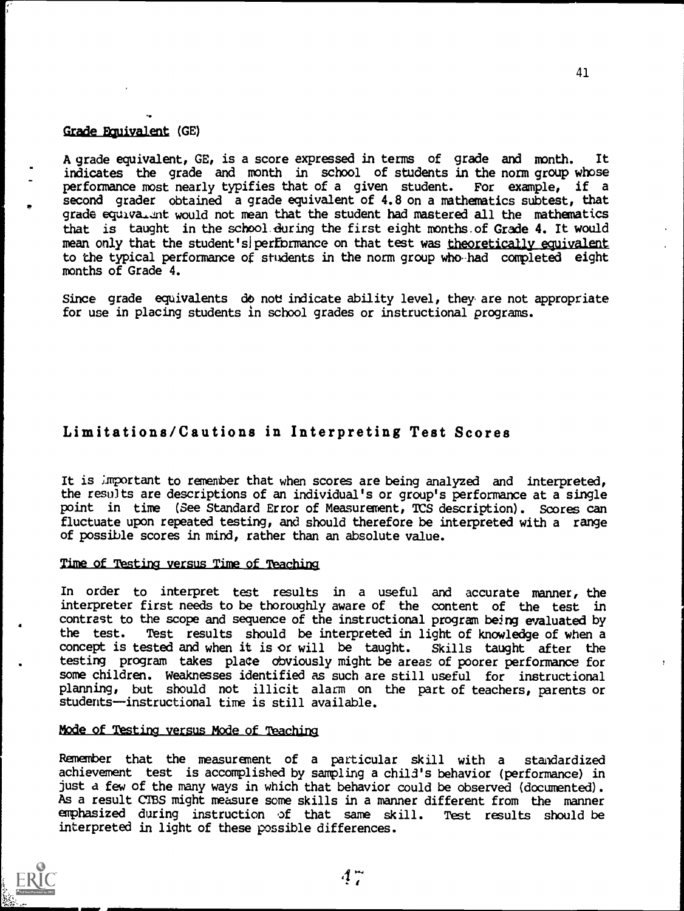### Grade Equivalent (GE)

A grade equivalent, GE, is a score expressed in terms of grade and month. It indicates the grade and month in school of students in the norm group whose performance most nearly typifies that of a given student. For example, if a second grader obtained a grade equivalent of 4.8 on a mathematics subtest, that grade equivalent would not mean that the student had mastered all the mathematics that is taught in the school during the first eight months of Grade 4. It would mean only that the student's performance on that test was theoretically equivalent to the typical performance of students in the norm group who had completed eight months of Grade 4.

Since grade equivalents do not indicate ability level, they are not appropriate for use in placing students in school grades or instructional programs.

## Limitations/Cautions in Interpreting Test Scores

It is important to remember that when scores are being analyzed and interpreted, the results are descriptions of an individual's or group's performance at a single point in time (See Standard Error of Measurement, TCS description). Scores can fluctuate upon repeated testing, and should therefore be interpreted with a range of possible scores in mind, rather than an absolute value.

### Time of Testing versus Time of Teaching

In order to interpret test results in a useful and accurate manner, the interpreter first needs to be thoroughly aware of the content of the test in contrast to the scope and sequence of the instructional program being evaluated by the test. Test results should be interpreted in light of knowledge of when a concept is tested and when it is or will be taught. Skills taught after the testing program takes place obviously might be areas of poorer performance for some children. Weaknesses identified as such are still useful for instructional planning, but should not illicit alarm on the part of teachers, parents or students—instructional time is still available.

### Mode of Testing versus Mode of Teaching

Remember that the measurement of a particular skill with a standardized achievement test is accomplished by sampling a child's behavior (performance) in just a few of the many ways in which that behavior could be observed (documented). As a result CTBS might measure some skills in a manner different from the manner emphasized during instruction of that same skill. Test results should be interpreted in light of these possible differences.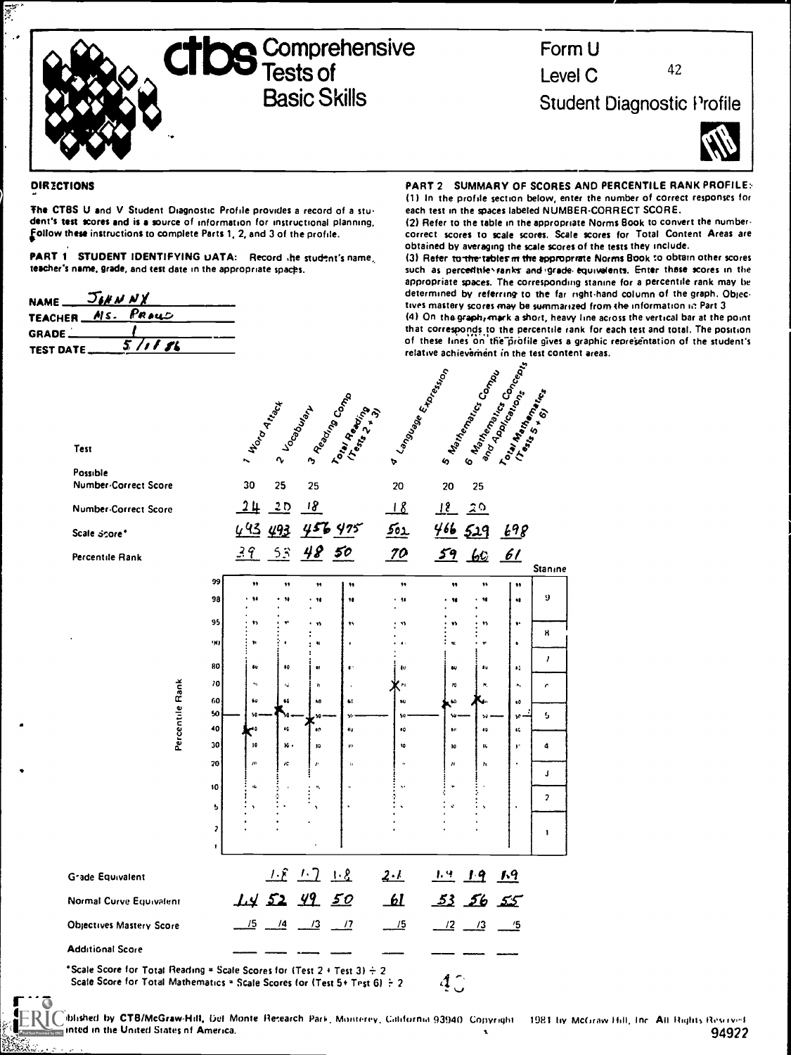# ctbs Comprehensive Tests of Basic Skills

Form U
Level C
Student Diagnostic Profile

## DIRECTIONS

The CTBS U and V Student Diagnostic Profile provides a record of a student's test scores and is a source of information for instructional planning. Follow these instructions to complete Parts 1, 2, and 3 of the profile.

**PART 1 STUDENT IDENTIFYING DATA:** Record the student's name, teacher's name, grade, and test date in the appropriate spaces.

NAME: Johnny
TEACHER: Ms. Proud
GRADE: 1
TEST DATE: 5/11/86

**PART 2 SUMMARY OF SCORES AND PERCENTILE RANK PROFILE:**

(1) In the profile section below, enter the number of correct responses for each test in the spaces labeled NUMBER-CORRECT SCORE.

(2) Refer to the table in the appropriate Norms Book to convert the number-correct scores to scale scores. Scale scores for Total Content Areas are obtained by averaging the scale scores of the tests they include.

(3) Refer to the tables in the appropriate Norms Book to obtain other scores such as percentile ranks and grade equivalents. Enter these scores in the appropriate spaces. The corresponding stanine for a percentile rank may be determined by referring to the far right-hand column of the graph. Objectives mastery scores may be summarized from the information in Part 3

(4) On the graph, mark a short, heavy line across the vertical bar at the point that corresponds to the percentile rank for each test and total. The position of these lines on the profile gives a graphic representation of the student's relative achievement in the test content areas.

| Test | 1 Word Attack | 2 Vocabulary | 3 Reading Comp | Total Reading (Tests 2 + 3) | 4 Language Expression | 5 Mathematics Computation | 6 Mathematics Concepts and Applications | Total Mathematics (Tests 5 + 6) |
|---|---|---|---|---|---|---|---|---|
| Possible Number-Correct Score | 30 | 25 | 25 | | 20 | 20 | 25 | |
| Number-Correct Score | 24 | 20 | 18 | | 18 | 18 | 20 | |
| Scale Score* | 493 | 493 | 456 | 475 | 502 | 466 | 529 | 498 |
| Percentile Rank | 39 | 53 | 48 | 50 | 70 | 59 | 60 | 61 |
| Grade Equivalent | | 1.8 | 1.7 | 1.8 | 2.1 | 1.9 | 1.9 | 1.9 |
| Normal Curve Equivalent | 44 | 52 | 49 | 50 | 61 | 53 | 56 | 55 |
| Objectives Mastery Score | /5 | /4 | /3 | /7 | /5 | /2 | /3 | /5 |
| Additional Score | | | | | | | | |

Percentile Rank scale: 1, 2, 5, 10, 20, 30, 40, 50, 60, 70, 80, 90, 95, 98, 99

Stanine: 9, 8, 7, 6, 5, 4, 3, 2, 1

*Scale Score for Total Reading = Scale Scores for (Test 2 + Test 3) ÷ 2
Scale Score for Total Mathematics = Scale Scores for (Test 5 + Test 6) ÷ 2

Published by CTB/McGraw-Hill, Del Monte Research Park, Monterey, California 93940. Copyright 1981 by McGraw-Hill, Inc. All Rights Reserved. Printed in the United States of America.

94922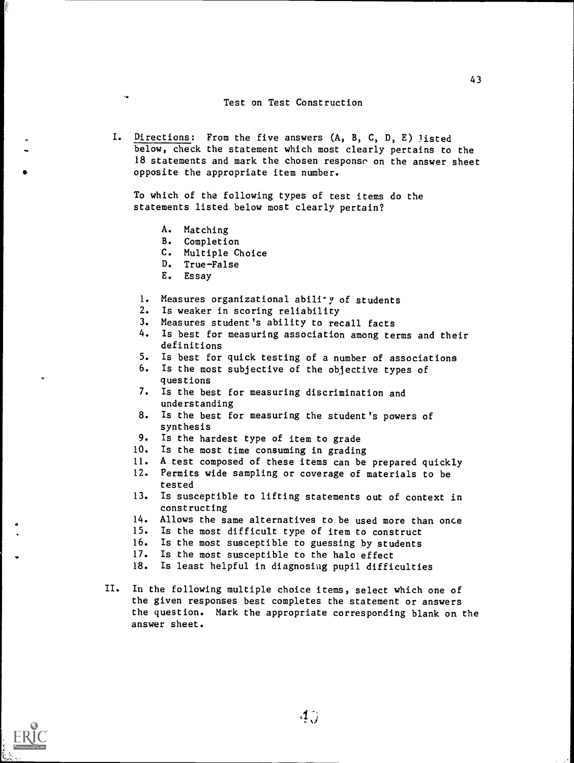## Test on Test Construction

I. Directions: From the five answers (A, B, C, D, E) listed below, check the statement which most clearly pertains to the 18 statements and mark the chosen response on the answer sheet opposite the appropriate item number.

To which of the following types of test items do the statements listed below most clearly pertain?

A. Matching
B. Completion
C. Multiple Choice
D. True-False
E. Essay

1. Measures organizational ability of students
2. Is weaker in scoring reliability
3. Measures student's ability to recall facts
4. Is best for measuring association among terms and their definitions
5. Is best for quick testing of a number of associations
6. Is the most subjective of the objective types of questions
7. Is the best for measuring discrimination and understanding
8. Is the best for measuring the student's powers of synthesis
9. Is the hardest type of item to grade
10. Is the most time consuming in grading
11. A test composed of these items can be prepared quickly
12. Permits wide sampling or coverage of materials to be tested
13. Is susceptible to lifting statements out of context in constructing
14. Allows the same alternatives to be used more than once
15. Is the most difficult type of item to construct
16. Is the most susceptible to guessing by students
17. Is the most susceptible to the halo effect
18. Is least helpful in diagnosing pupil difficulties

II. In the following multiple choice items, select which one of the given responses best completes the statement or answers the question. Mark the appropriate corresponding blank on the answer sheet.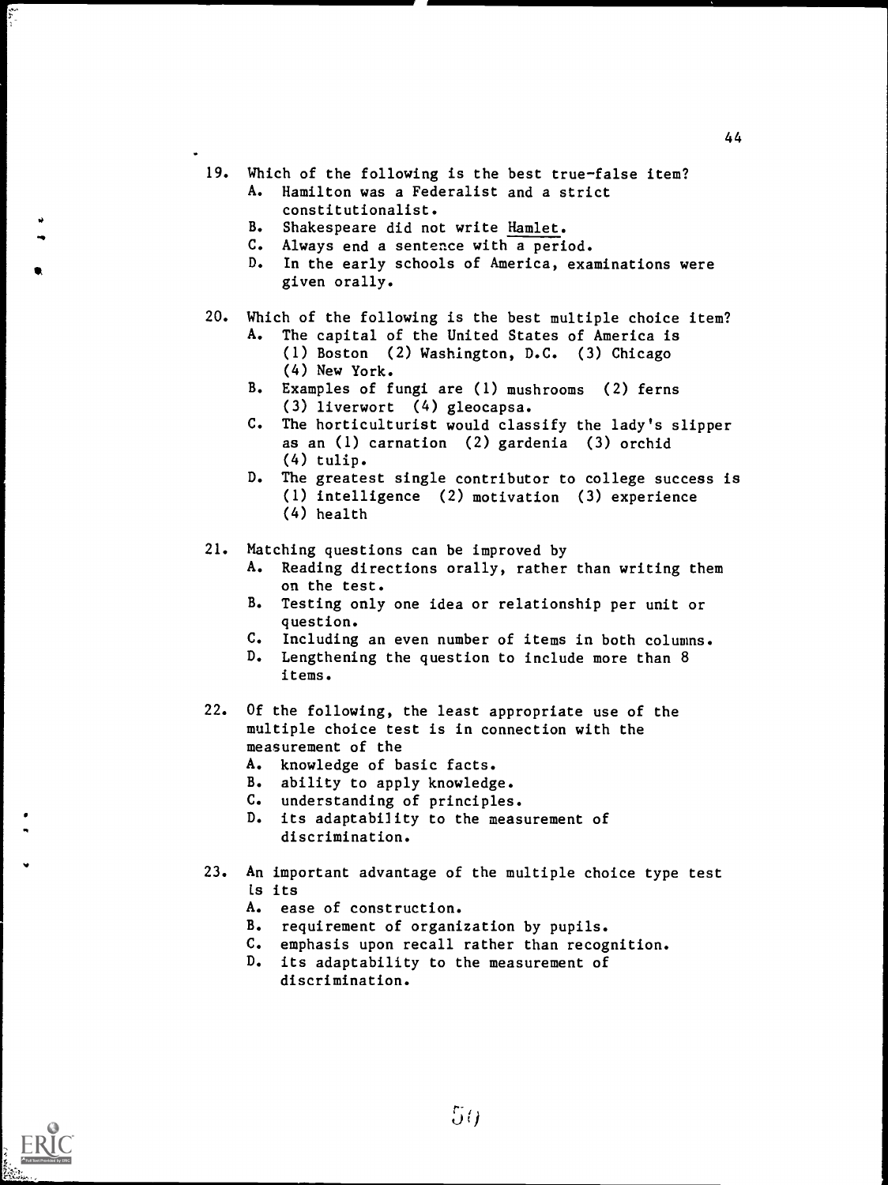19. Which of the following is the best true-false item?
    A. Hamilton was a Federalist and a strict constitutionalist.
    B. Shakespeare did not write Hamlet.
    C. Always end a sentence with a period.
    D. In the early schools of America, examinations were given orally.

20. Which of the following is the best multiple choice item?
    A. The capital of the United States of America is (1) Boston (2) Washington, D.C. (3) Chicago (4) New York.
    B. Examples of fungi are (1) mushrooms (2) ferns (3) liverwort (4) gleocapsa.
    C. The horticulturist would classify the lady's slipper as an (1) carnation (2) gardenia (3) orchid (4) tulip.
    D. The greatest single contributor to college success is (1) intelligence (2) motivation (3) experience (4) health

21. Matching questions can be improved by
    A. Reading directions orally, rather than writing them on the test.
    B. Testing only one idea or relationship per unit or question.
    C. Including an even number of items in both columns.
    D. Lengthening the question to include more than 8 items.

22. Of the following, the least appropriate use of the multiple choice test is in connection with the measurement of the
    A. knowledge of basic facts.
    B. ability to apply knowledge.
    C. understanding of principles.
    D. its adaptability to the measurement of discrimination.

23. An important advantage of the multiple choice type test is its
    A. ease of construction.
    B. requirement of organization by pupils.
    C. emphasis upon recall rather than recognition.
    D. its adaptability to the measurement of discrimination.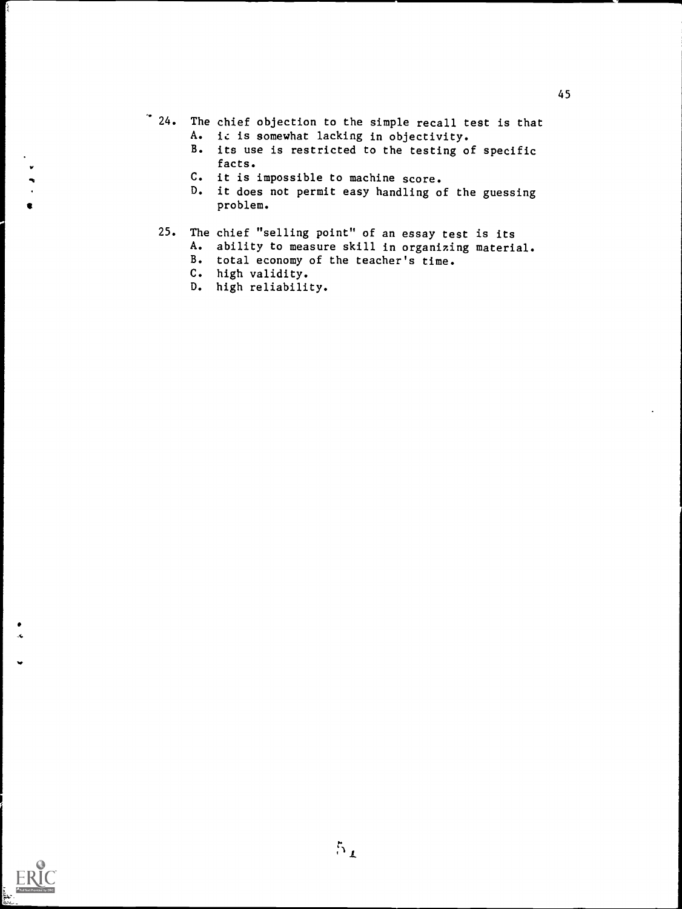24. The chief objection to the simple recall test is that
    A. it is somewhat lacking in objectivity.
    B. its use is restricted to the testing of specific facts.
    C. it is impossible to machine score.
    D. it does not permit easy handling of the guessing problem.

25. The chief "selling point" of an essay test is its
    A. ability to measure skill in organizing material.
    B. total economy of the teacher's time.
    C. high validity.
    D. high reliability.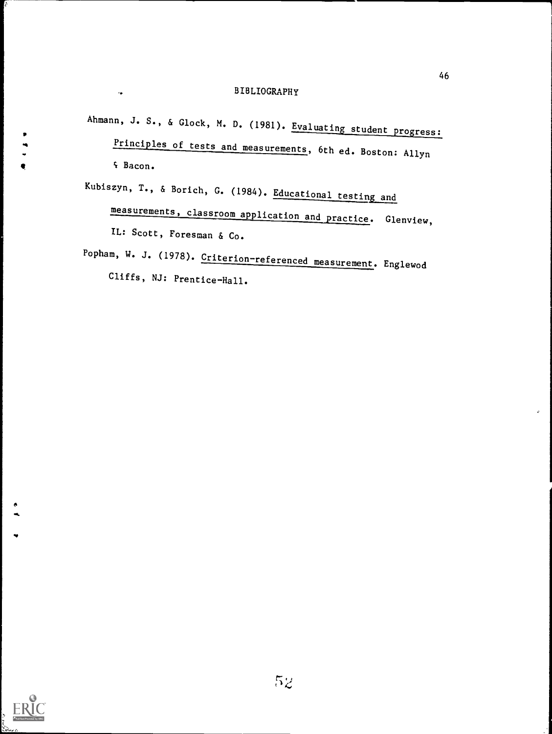## BIBLIOGRAPHY

Ahmann, J. S., & Glock, M. D. (1981). *Evaluating student progress: Principles of tests and measurements*, 6th ed. Boston: Allyn & Bacon.

Kubiszyn, T., & Borich, G. (1984). *Educational testing and measurements, classroom application and practice*. Glenview, IL: Scott, Foresman & Co.

Popham, W. J. (1978). *Criterion-referenced measurement*. Englewod Cliffs, NJ: Prentice-Hall.